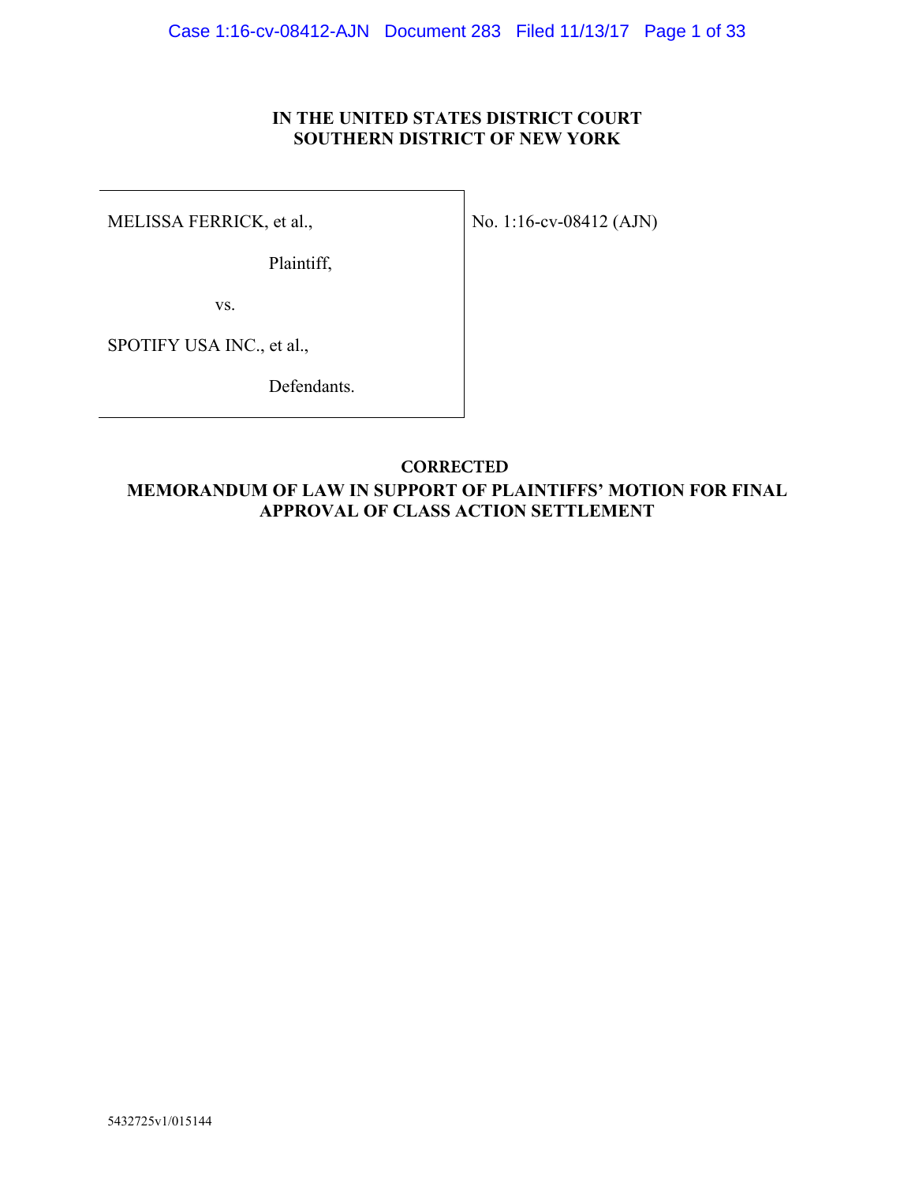**IN THE UNITED STATES DISTRICT COURT**
**SOUTHERN DISTRICT OF NEW YORK**

| | |
|---|---|
| MELISSA FERRICK, et al.,<br><br>Plaintiff,<br><br>vs.<br><br>SPOTIFY USA INC., et al.,<br><br>Defendants. | No. 1:16-cv-08412 (AJN) |

**CORRECTED**
**MEMORANDUM OF LAW IN SUPPORT OF PLAINTIFFS' MOTION FOR FINAL APPROVAL OF CLASS ACTION SETTLEMENT**

5432725v1/015144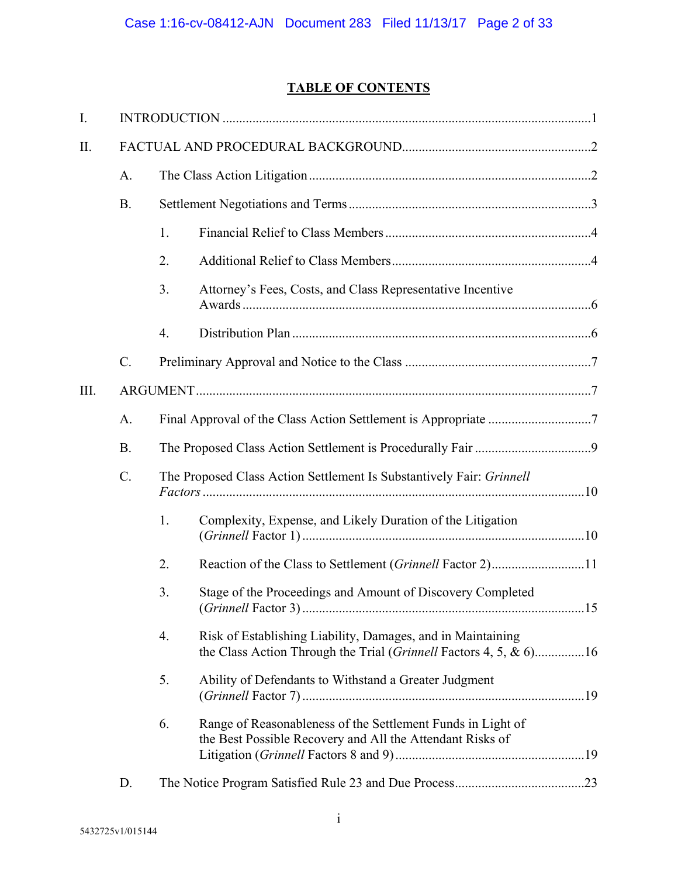## TABLE OF CONTENTS

I. INTRODUCTION ....................................................................................................1

II. FACTUAL AND PROCEDURAL BACKGROUND.........................................................2

- A. The Class Action Litigation .......................................................................................2
- B. Settlement Negotiations and Terms ..............................................................................3
  - 1. Financial Relief to Class Members .........................................................................4
  - 2. Additional Relief to Class Members ........................................................................4
  - 3. Attorney's Fees, Costs, and Class Representative Incentive Awards .........................................................................................................6
  - 4. Distribution Plan ........................................................................................................6
- C. Preliminary Approval and Notice to the Class ...........................................................7

III. ARGUMENT..................................................................................................................7

- A. Final Approval of the Class Action Settlement is Appropriate ....................................7
- B. The Proposed Class Action Settlement is Procedurally Fair .........................................9
- C. The Proposed Class Action Settlement Is Substantively Fair: *Grinnell Factors* ..............................................................................................................10
  - 1. Complexity, Expense, and Likely Duration of the Litigation (*Grinnell* Factor 1) ....................................................................................10
  - 2. Reaction of the Class to Settlement (*Grinnell* Factor 2)...........................11
  - 3. Stage of the Proceedings and Amount of Discovery Completed (*Grinnell* Factor 3) ....................................................................................15
  - 4. Risk of Establishing Liability, Damages, and in Maintaining the Class Action Through the Trial (*Grinnell* Factors 4, 5, & 6)...............16
  - 5. Ability of Defendants to Withstand a Greater Judgment (*Grinnell* Factor 7) ....................................................................................19
  - 6. Range of Reasonableness of the Settlement Funds in Light of the Best Possible Recovery and All the Attendant Risks of Litigation (*Grinnell* Factors 8 and 9).........................................................19
- D. The Notice Program Satisfied Rule 23 and Due Process.......................................23

5432725v1/015144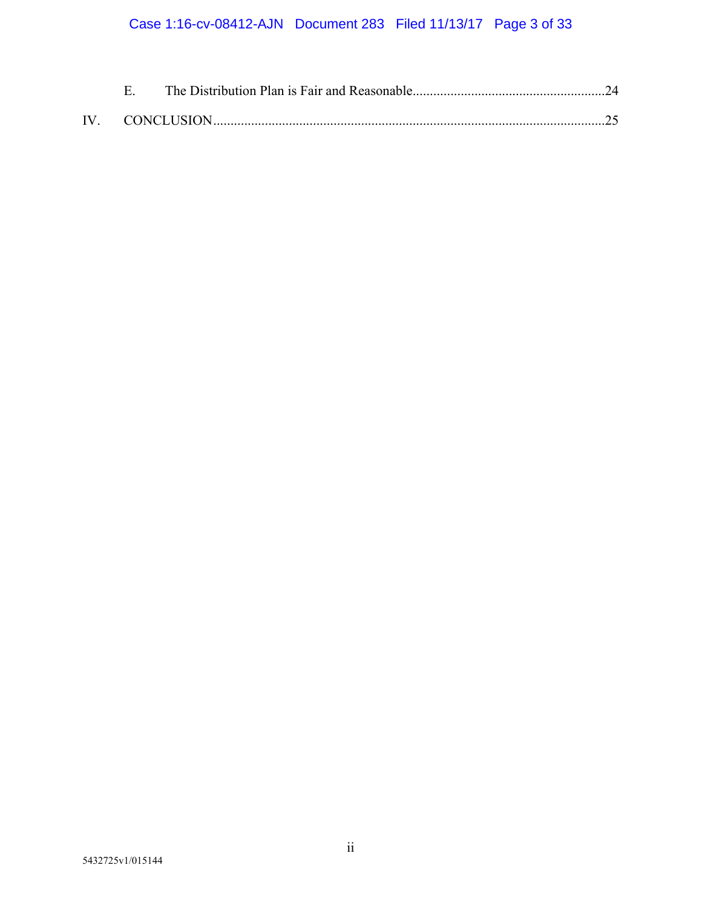E. The Distribution Plan is Fair and Reasonable.......................................................24

IV. CONCLUSION.................................................................................................................25

5432725v1/015144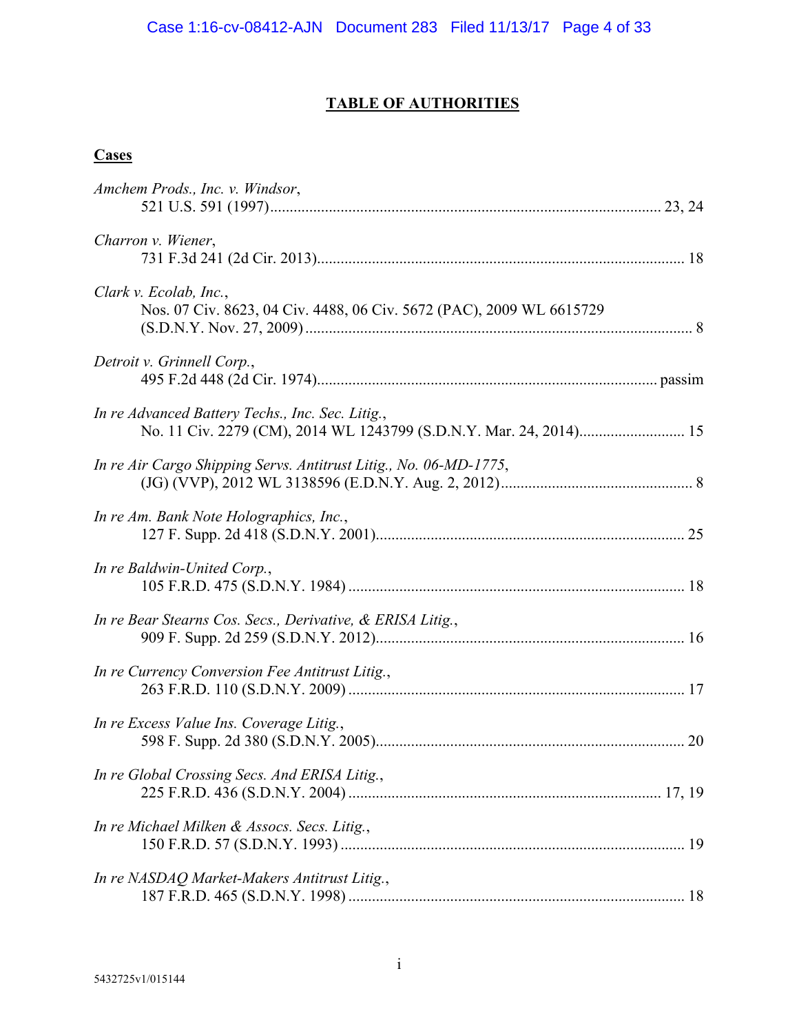# TABLE OF AUTHORITIES

## Cases

*Amchem Prods., Inc. v. Windsor*,
521 U.S. 591 (1997) ........................................ 23, 24

*Charron v. Wiener*,
731 F.3d 241 (2d Cir. 2013) ........................................ 18

*Clark v. Ecolab, Inc.*,
Nos. 07 Civ. 8623, 04 Civ. 4488, 06 Civ. 5672 (PAC), 2009 WL 6615729 (S.D.N.Y. Nov. 27, 2009) ........................................ 8

*Detroit v. Grinnell Corp.*,
495 F.2d 448 (2d Cir. 1974) ........................................ passim

*In re Advanced Battery Techs., Inc. Sec. Litig.*,
No. 11 Civ. 2279 (CM), 2014 WL 1243799 (S.D.N.Y. Mar. 24, 2014) ........................................ 15

*In re Air Cargo Shipping Servs. Antitrust Litig., No. 06-MD-1775*,
(JG) (VVP), 2012 WL 3138596 (E.D.N.Y. Aug. 2, 2012) ........................................ 8

*In re Am. Bank Note Holographics, Inc.*,
127 F. Supp. 2d 418 (S.D.N.Y. 2001) ........................................ 25

*In re Baldwin-United Corp.*,
105 F.R.D. 475 (S.D.N.Y. 1984) ........................................ 18

*In re Bear Stearns Cos. Secs., Derivative, & ERISA Litig.*,
909 F. Supp. 2d 259 (S.D.N.Y. 2012) ........................................ 16

*In re Currency Conversion Fee Antitrust Litig.*,
263 F.R.D. 110 (S.D.N.Y. 2009) ........................................ 17

*In re Excess Value Ins. Coverage Litig.*,
598 F. Supp. 2d 380 (S.D.N.Y. 2005) ........................................ 20

*In re Global Crossing Secs. And ERISA Litig.*,
225 F.R.D. 436 (S.D.N.Y. 2004) ........................................ 17, 19

*In re Michael Milken & Assocs. Secs. Litig.*,
150 F.R.D. 57 (S.D.N.Y. 1993) ........................................ 19

*In re NASDAQ Market-Makers Antitrust Litig.*,
187 F.R.D. 465 (S.D.N.Y. 1998) ........................................ 18

5432725v1/015144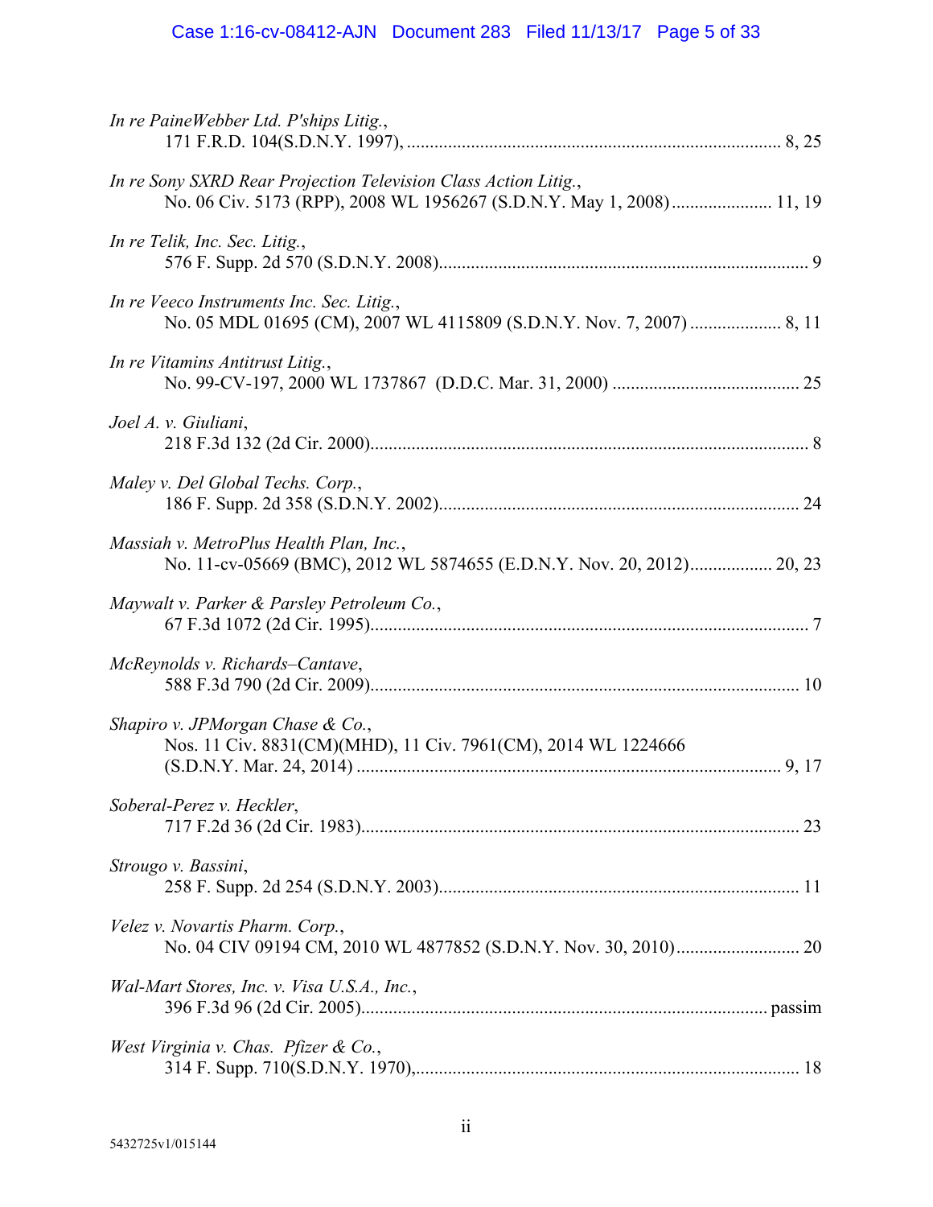*In re PaineWebber Ltd. P'ships Litig.*,
171 F.R.D. 104(S.D.N.Y. 1997), .................................................................................. 8, 25

*In re Sony SXRD Rear Projection Television Class Action Litig.*,
No. 06 Civ. 5173 (RPP), 2008 WL 1956267 (S.D.N.Y. May 1, 2008) ...................... 11, 19

*In re Telik, Inc. Sec. Litig.*,
576 F. Supp. 2d 570 (S.D.N.Y. 2008)................................................................................ 9

*In re Veeco Instruments Inc. Sec. Litig.*,
No. 05 MDL 01695 (CM), 2007 WL 4115809 (S.D.N.Y. Nov. 7, 2007) .................... 8, 11

*In re Vitamins Antitrust Litig.*,
No. 99-CV-197, 2000 WL 1737867 (D.D.C. Mar. 31, 2000) ......................................... 25

*Joel A. v. Giuliani*,
218 F.3d 132 (2d Cir. 2000)................................................................................................ 8

*Maley v. Del Global Techs. Corp.*,
186 F. Supp. 2d 358 (S.D.N.Y. 2002).............................................................................. 24

*Massiah v. MetroPlus Health Plan, Inc.*,
No. 11-cv-05669 (BMC), 2012 WL 5874655 (E.D.N.Y. Nov. 20, 2012).................. 20, 23

*Maywalt v. Parker & Parsley Petroleum Co.*,
67 F.3d 1072 (2d Cir. 1995)................................................................................................ 7

*McReynolds v. Richards–Cantave*,
588 F.3d 790 (2d Cir. 2009).............................................................................................. 10

*Shapiro v. JPMorgan Chase & Co.*,
Nos. 11 Civ. 8831(CM)(MHD), 11 Civ. 7961(CM), 2014 WL 1224666
(S.D.N.Y. Mar. 24, 2014) ............................................................................................. 9, 17

*Soberal-Perez v. Heckler*,
717 F.2d 36 (2d Cir. 1983)................................................................................................ 23

*Strougo v. Bassini*,
258 F. Supp. 2d 254 (S.D.N.Y. 2003).............................................................................. 11

*Velez v. Novartis Pharm. Corp.*,
No. 04 CIV 09194 CM, 2010 WL 4877852 (S.D.N.Y. Nov. 30, 2010)........................... 20

*Wal-Mart Stores, Inc. v. Visa U.S.A., Inc.*,
396 F.3d 96 (2d Cir. 2005)......................................................................................... passim

*West Virginia v. Chas. Pfizer & Co.*,
314 F. Supp. 710(S.D.N.Y. 1970),................................................................................... 18

5432725v1/015144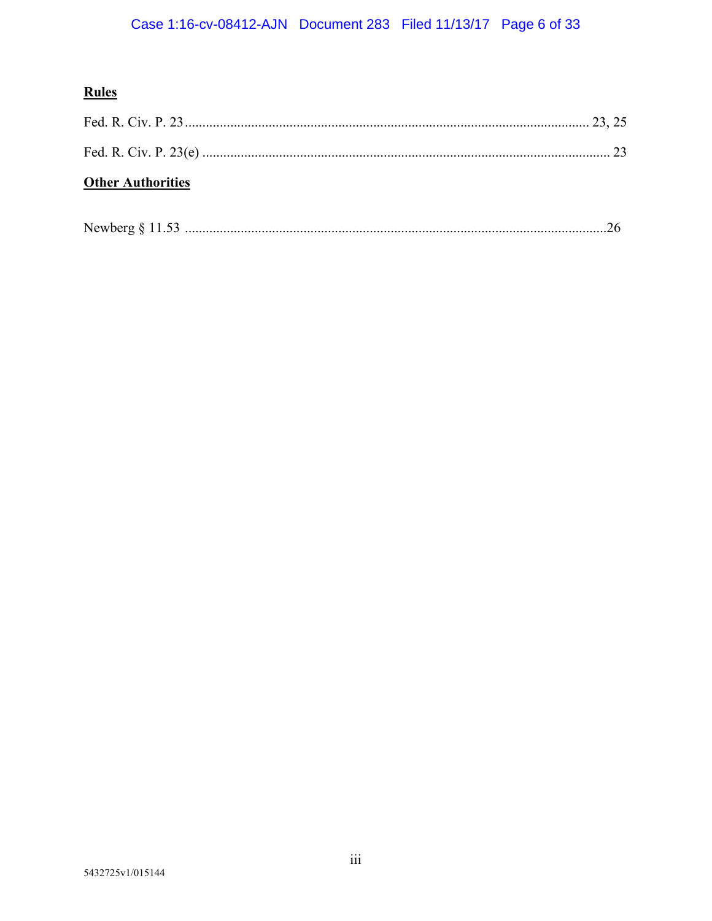**Rules**

Fed. R. Civ. P. 23 .......................................................................................................... 23, 25

Fed. R. Civ. P. 23(e) ............................................................................................................ 23

**Other Authorities**

Newberg § 11.53 ..............................................................................................................26

5432725v1/015144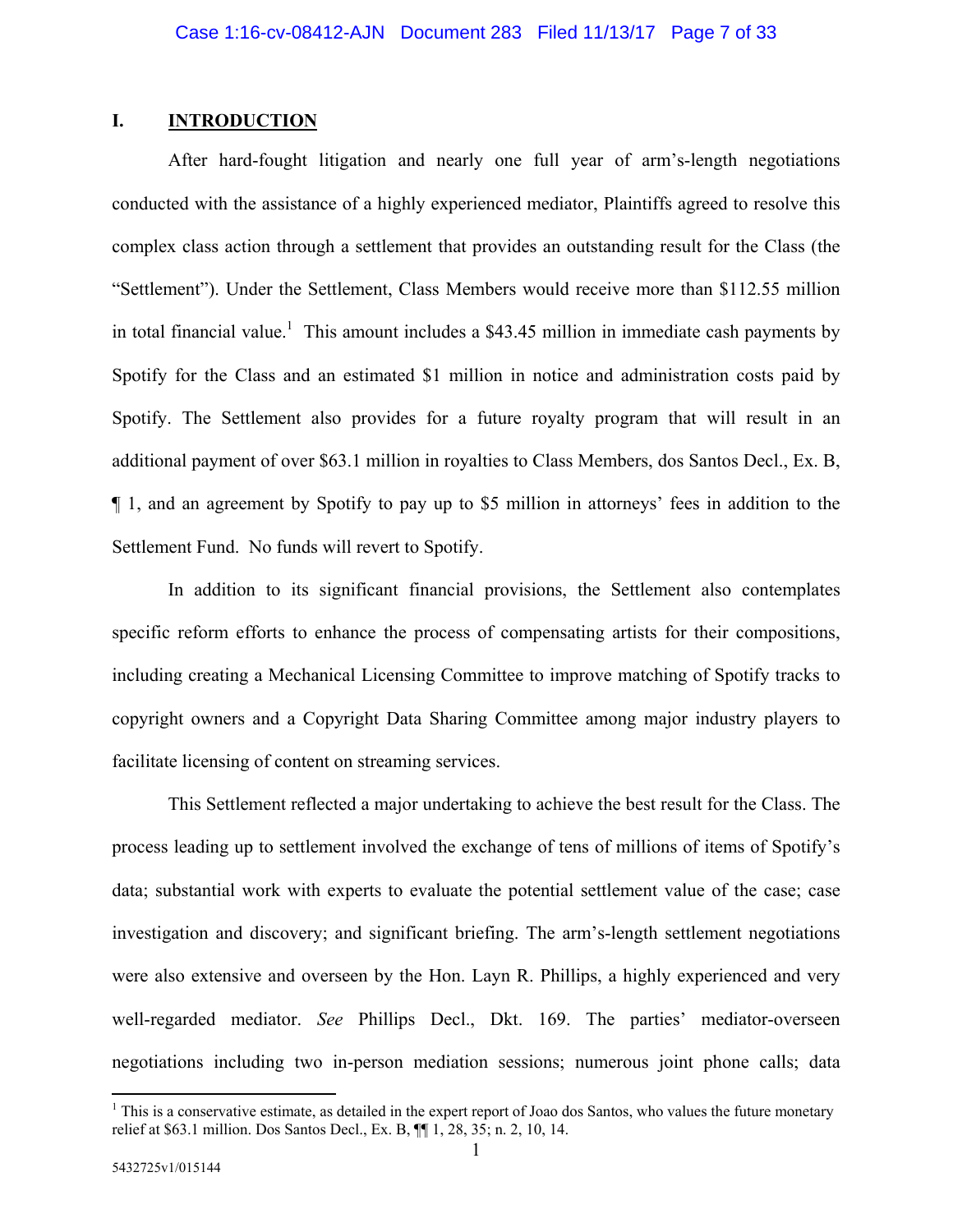## I. INTRODUCTION

After hard-fought litigation and nearly one full year of arm's-length negotiations conducted with the assistance of a highly experienced mediator, Plaintiffs agreed to resolve this complex class action through a settlement that provides an outstanding result for the Class (the "Settlement"). Under the Settlement, Class Members would receive more than $112.55 million in total financial value.[1] This amount includes a $43.45 million in immediate cash payments by Spotify for the Class and an estimated $1 million in notice and administration costs paid by Spotify. The Settlement also provides for a future royalty program that will result in an additional payment of over $63.1 million in royalties to Class Members, dos Santos Decl., Ex. B, ¶ 1, and an agreement by Spotify to pay up to $5 million in attorneys' fees in addition to the Settlement Fund. No funds will revert to Spotify.

In addition to its significant financial provisions, the Settlement also contemplates specific reform efforts to enhance the process of compensating artists for their compositions, including creating a Mechanical Licensing Committee to improve matching of Spotify tracks to copyright owners and a Copyright Data Sharing Committee among major industry players to facilitate licensing of content on streaming services.

This Settlement reflected a major undertaking to achieve the best result for the Class. The process leading up to settlement involved the exchange of tens of millions of items of Spotify's data; substantial work with experts to evaluate the potential settlement value of the case; case investigation and discovery; and significant briefing. The arm's-length settlement negotiations were also extensive and overseen by the Hon. Layn R. Phillips, a highly experienced and very well-regarded mediator. *See* Phillips Decl., Dkt. 169. The parties' mediator-overseen negotiations including two in-person mediation sessions; numerous joint phone calls; data

---

[1] This is a conservative estimate, as detailed in the expert report of Joao dos Santos, who values the future monetary relief at $63.1 million. Dos Santos Decl., Ex. B, ¶¶ 1, 28, 35; n. 2, 10, 14.

5432725v1/015144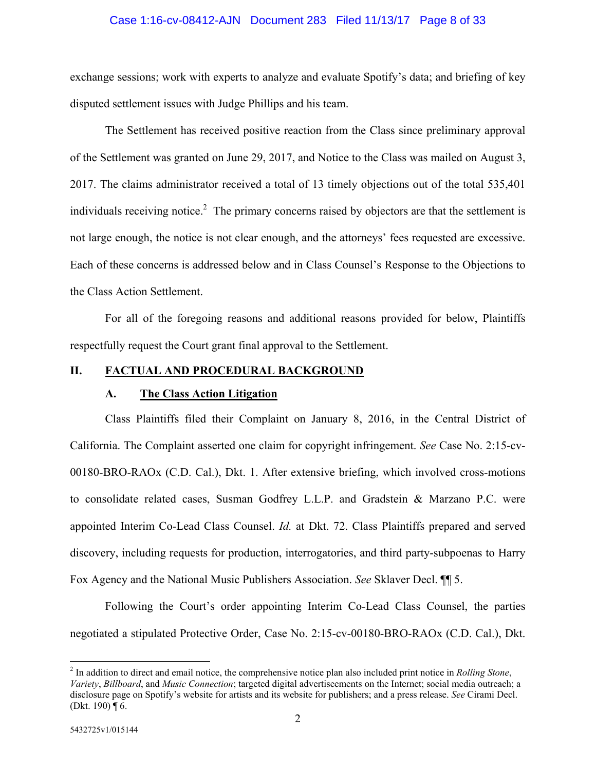exchange sessions; work with experts to analyze and evaluate Spotify's data; and briefing of key disputed settlement issues with Judge Phillips and his team.

The Settlement has received positive reaction from the Class since preliminary approval of the Settlement was granted on June 29, 2017, and Notice to the Class was mailed on August 3, 2017. The claims administrator received a total of 13 timely objections out of the total 535,401 individuals receiving notice.[2] The primary concerns raised by objectors are that the settlement is not large enough, the notice is not clear enough, and the attorneys' fees requested are excessive. Each of these concerns is addressed below and in Class Counsel's Response to the Objections to the Class Action Settlement.

For all of the foregoing reasons and additional reasons provided for below, Plaintiffs respectfully request the Court grant final approval to the Settlement.

## II. FACTUAL AND PROCEDURAL BACKGROUND

### A. The Class Action Litigation

Class Plaintiffs filed their Complaint on January 8, 2016, in the Central District of California. The Complaint asserted one claim for copyright infringement. *See* Case No. 2:15-cv-00180-BRO-RAOx (C.D. Cal.), Dkt. 1. After extensive briefing, which involved cross-motions to consolidate related cases, Susman Godfrey L.L.P. and Gradstein & Marzano P.C. were appointed Interim Co-Lead Class Counsel. *Id.* at Dkt. 72. Class Plaintiffs prepared and served discovery, including requests for production, interrogatories, and third party-subpoenas to Harry Fox Agency and the National Music Publishers Association. *See* Sklaver Decl. ¶¶ 5.

Following the Court's order appointing Interim Co-Lead Class Counsel, the parties negotiated a stipulated Protective Order, Case No. 2:15-cv-00180-BRO-RAOx (C.D. Cal.), Dkt.

---

[2] In addition to direct and email notice, the comprehensive notice plan also included print notice in *Rolling Stone*, *Variety*, *Billboard*, and *Music Connection*; targeted digital advertiseements on the Internet; social media outreach; a disclosure page on Spotify's website for artists and its website for publishers; and a press release. *See* Cirami Decl. (Dkt. 190) ¶ 6.

5432725v1/015144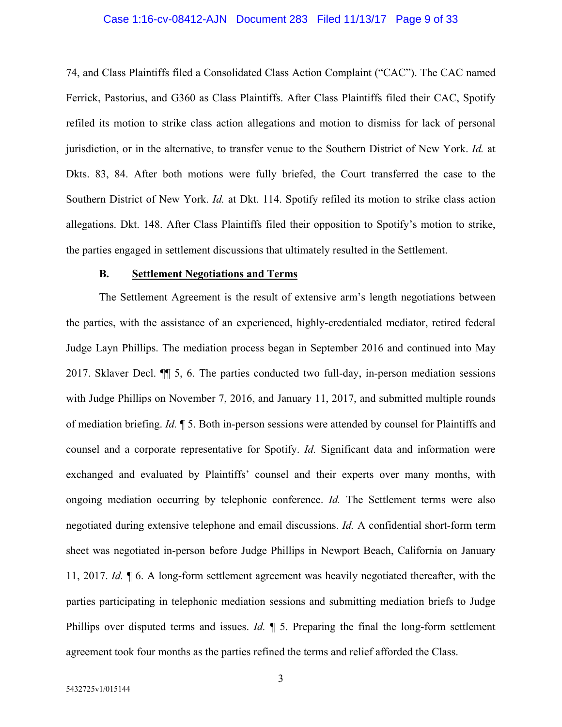74, and Class Plaintiffs filed a Consolidated Class Action Complaint ("CAC"). The CAC named Ferrick, Pastorius, and G360 as Class Plaintiffs. After Class Plaintiffs filed their CAC, Spotify refiled its motion to strike class action allegations and motion to dismiss for lack of personal jurisdiction, or in the alternative, to transfer venue to the Southern District of New York. *Id.* at Dkts. 83, 84. After both motions were fully briefed, the Court transferred the case to the Southern District of New York. *Id.* at Dkt. 114. Spotify refiled its motion to strike class action allegations. Dkt. 148. After Class Plaintiffs filed their opposition to Spotify's motion to strike, the parties engaged in settlement discussions that ultimately resulted in the Settlement.

### B. Settlement Negotiations and Terms

The Settlement Agreement is the result of extensive arm's length negotiations between the parties, with the assistance of an experienced, highly-credentialed mediator, retired federal Judge Layn Phillips. The mediation process began in September 2016 and continued into May 2017. Sklaver Decl. ¶¶ 5, 6. The parties conducted two full-day, in-person mediation sessions with Judge Phillips on November 7, 2016, and January 11, 2017, and submitted multiple rounds of mediation briefing. *Id.* ¶ 5. Both in-person sessions were attended by counsel for Plaintiffs and counsel and a corporate representative for Spotify. *Id.* Significant data and information were exchanged and evaluated by Plaintiffs' counsel and their experts over many months, with ongoing mediation occurring by telephonic conference. *Id.* The Settlement terms were also negotiated during extensive telephone and email discussions. *Id.* A confidential short-form term sheet was negotiated in-person before Judge Phillips in Newport Beach, California on January 11, 2017. *Id.* ¶ 6. A long-form settlement agreement was heavily negotiated thereafter, with the parties participating in telephonic mediation sessions and submitting mediation briefs to Judge Phillips over disputed terms and issues. *Id.* ¶ 5. Preparing the final the long-form settlement agreement took four months as the parties refined the terms and relief afforded the Class.

5432725v1/015144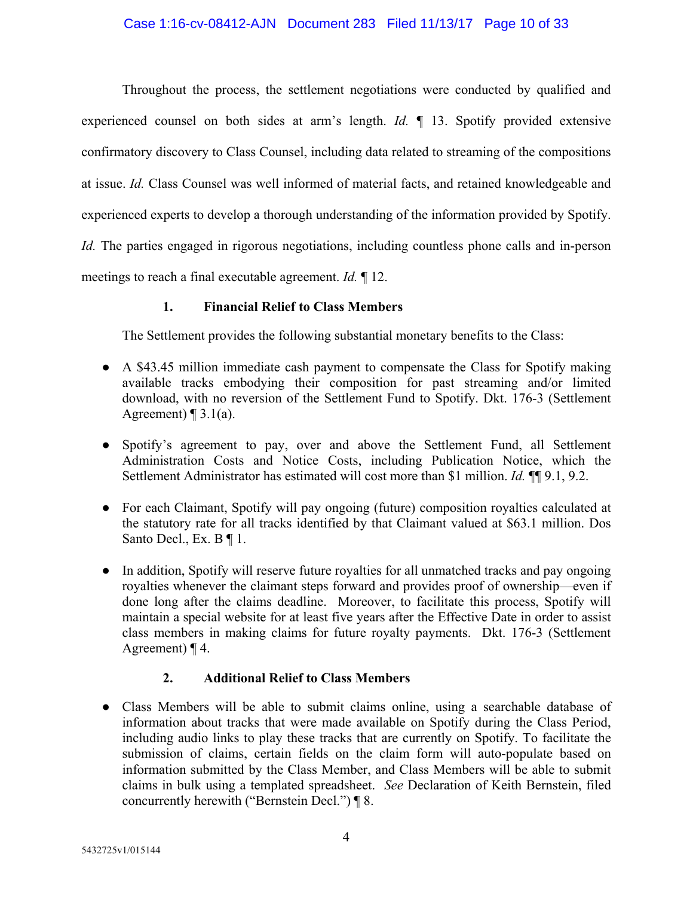Throughout the process, the settlement negotiations were conducted by qualified and experienced counsel on both sides at arm's length. *Id.* ¶ 13. Spotify provided extensive confirmatory discovery to Class Counsel, including data related to streaming of the compositions at issue. *Id.* Class Counsel was well informed of material facts, and retained knowledgeable and experienced experts to develop a thorough understanding of the information provided by Spotify. *Id.* The parties engaged in rigorous negotiations, including countless phone calls and in-person meetings to reach a final executable agreement. *Id.* ¶ 12.

### 1. Financial Relief to Class Members

The Settlement provides the following substantial monetary benefits to the Class:

- A $43.45 million immediate cash payment to compensate the Class for Spotify making available tracks embodying their composition for past streaming and/or limited download, with no reversion of the Settlement Fund to Spotify. Dkt. 176-3 (Settlement Agreement) ¶ 3.1(a).

- Spotify's agreement to pay, over and above the Settlement Fund, all Settlement Administration Costs and Notice Costs, including Publication Notice, which the Settlement Administrator has estimated will cost more than $1 million. *Id.* ¶¶ 9.1, 9.2.

- For each Claimant, Spotify will pay ongoing (future) composition royalties calculated at the statutory rate for all tracks identified by that Claimant valued at $63.1 million. Dos Santo Decl., Ex. B ¶ 1.

- In addition, Spotify will reserve future royalties for all unmatched tracks and pay ongoing royalties whenever the claimant steps forward and provides proof of ownership—even if done long after the claims deadline. Moreover, to facilitate this process, Spotify will maintain a special website for at least five years after the Effective Date in order to assist class members in making claims for future royalty payments. Dkt. 176-3 (Settlement Agreement) ¶ 4.

### 2. Additional Relief to Class Members

- Class Members will be able to submit claims online, using a searchable database of information about tracks that were made available on Spotify during the Class Period, including audio links to play these tracks that are currently on Spotify. To facilitate the submission of claims, certain fields on the claim form will auto-populate based on information submitted by the Class Member, and Class Members will be able to submit claims in bulk using a templated spreadsheet. *See* Declaration of Keith Bernstein, filed concurrently herewith ("Bernstein Decl.") ¶ 8.

5432725v1/015144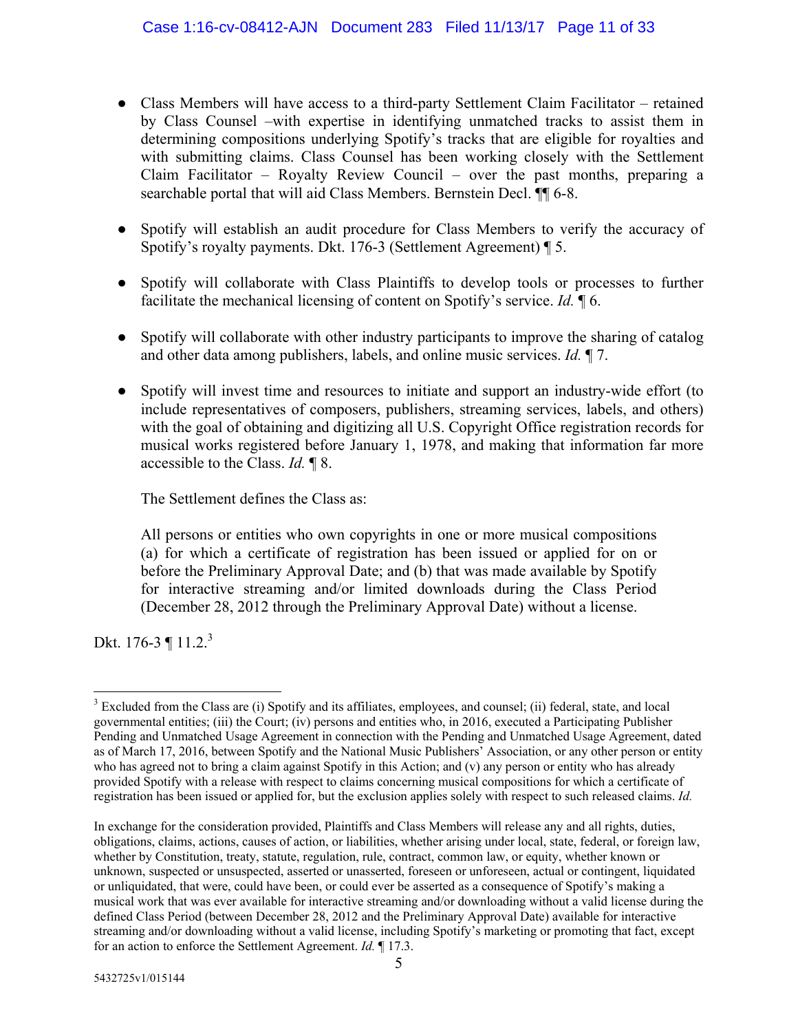- Class Members will have access to a third-party Settlement Claim Facilitator – retained by Class Counsel –with expertise in identifying unmatched tracks to assist them in determining compositions underlying Spotify's tracks that are eligible for royalties and with submitting claims. Class Counsel has been working closely with the Settlement Claim Facilitator – Royalty Review Council – over the past months, preparing a searchable portal that will aid Class Members. Bernstein Decl. ¶¶ 6-8.

- Spotify will establish an audit procedure for Class Members to verify the accuracy of Spotify's royalty payments. Dkt. 176-3 (Settlement Agreement) ¶ 5.

- Spotify will collaborate with Class Plaintiffs to develop tools or processes to further facilitate the mechanical licensing of content on Spotify's service. *Id.* ¶ 6.

- Spotify will collaborate with other industry participants to improve the sharing of catalog and other data among publishers, labels, and online music services. *Id.* ¶ 7.

- Spotify will invest time and resources to initiate and support an industry-wide effort (to include representatives of composers, publishers, streaming services, labels, and others) with the goal of obtaining and digitizing all U.S. Copyright Office registration records for musical works registered before January 1, 1978, and making that information far more accessible to the Class. *Id.* ¶ 8.

The Settlement defines the Class as:

> All persons or entities who own copyrights in one or more musical compositions (a) for which a certificate of registration has been issued or applied for on or before the Preliminary Approval Date; and (b) that was made available by Spotify for interactive streaming and/or limited downloads during the Class Period (December 28, 2012 through the Preliminary Approval Date) without a license.

Dkt. 176-3 ¶ 11.2.[3]

---

[3] Excluded from the Class are (i) Spotify and its affiliates, employees, and counsel; (ii) federal, state, and local governmental entities; (iii) the Court; (iv) persons and entities who, in 2016, executed a Participating Publisher Pending and Unmatched Usage Agreement in connection with the Pending and Unmatched Usage Agreement, dated as of March 17, 2016, between Spotify and the National Music Publishers' Association, or any other person or entity who has agreed not to bring a claim against Spotify in this Action; and (v) any person or entity who has already provided Spotify with a release with respect to claims concerning musical compositions for which a certificate of registration has been issued or applied for, but the exclusion applies solely with respect to such released claims. *Id.*

In exchange for the consideration provided, Plaintiffs and Class Members will release any and all rights, duties, obligations, claims, actions, causes of action, or liabilities, whether arising under local, state, federal, or foreign law, whether by Constitution, treaty, statute, regulation, rule, contract, common law, or equity, whether known or unknown, suspected or unsuspected, asserted or unasserted, foreseen or unforeseen, actual or contingent, liquidated or unliquidated, that were, could have been, or could ever be asserted as a consequence of Spotify's making a musical work that was ever available for interactive streaming and/or downloading without a valid license during the defined Class Period (between December 28, 2012 and the Preliminary Approval Date) available for interactive streaming and/or downloading without a valid license, including Spotify's marketing or promoting that fact, except for an action to enforce the Settlement Agreement. *Id.* ¶ 17.3.

5432725v1/015144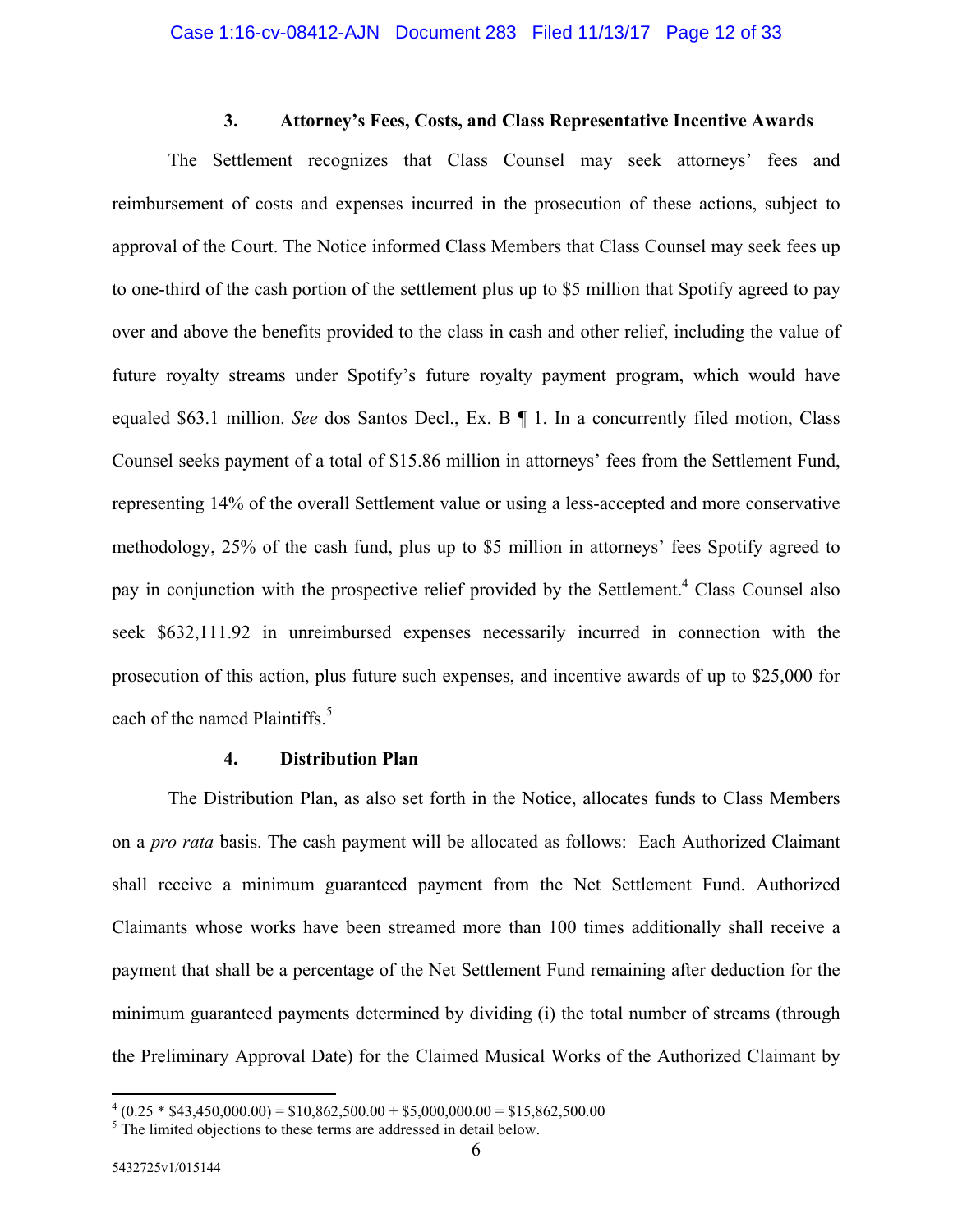### 3. Attorney's Fees, Costs, and Class Representative Incentive Awards

The Settlement recognizes that Class Counsel may seek attorneys' fees and reimbursement of costs and expenses incurred in the prosecution of these actions, subject to approval of the Court. The Notice informed Class Members that Class Counsel may seek fees up to one-third of the cash portion of the settlement plus up to $5 million that Spotify agreed to pay over and above the benefits provided to the class in cash and other relief, including the value of future royalty streams under Spotify's future royalty payment program, which would have equaled $63.1 million. *See* dos Santos Decl., Ex. B ¶ 1. In a concurrently filed motion, Class Counsel seeks payment of a total of $15.86 million in attorneys' fees from the Settlement Fund, representing 14% of the overall Settlement value or using a less-accepted and more conservative methodology, 25% of the cash fund, plus up to $5 million in attorneys' fees Spotify agreed to pay in conjunction with the prospective relief provided by the Settlement.[4] Class Counsel also seek $632,111.92 in unreimbursed expenses necessarily incurred in connection with the prosecution of this action, plus future such expenses, and incentive awards of up to $25,000 for each of the named Plaintiffs.[5]

### 4. Distribution Plan

The Distribution Plan, as also set forth in the Notice, allocates funds to Class Members on a *pro rata* basis. The cash payment will be allocated as follows: Each Authorized Claimant shall receive a minimum guaranteed payment from the Net Settlement Fund. Authorized Claimants whose works have been streamed more than 100 times additionally shall receive a payment that shall be a percentage of the Net Settlement Fund remaining after deduction for the minimum guaranteed payments determined by dividing (i) the total number of streams (through the Preliminary Approval Date) for the Claimed Musical Works of the Authorized Claimant by

---

[4] (0.25 * $43,450,000.00) = $10,862,500.00 + $5,000,000.00 = $15,862,500.00

[5] The limited objections to these terms are addressed in detail below.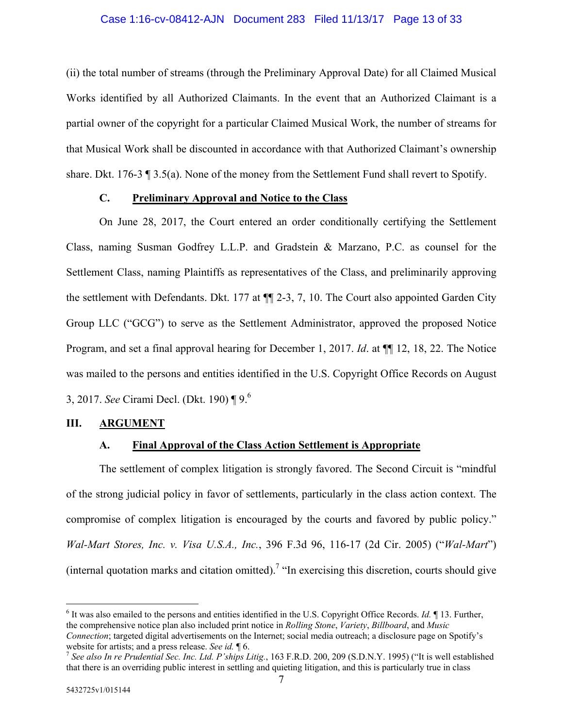(ii) the total number of streams (through the Preliminary Approval Date) for all Claimed Musical Works identified by all Authorized Claimants. In the event that an Authorized Claimant is a partial owner of the copyright for a particular Claimed Musical Work, the number of streams for that Musical Work shall be discounted in accordance with that Authorized Claimant's ownership share. Dkt. 176-3 ¶ 3.5(a). None of the money from the Settlement Fund shall revert to Spotify.

### C. Preliminary Approval and Notice to the Class

On June 28, 2017, the Court entered an order conditionally certifying the Settlement Class, naming Susman Godfrey L.L.P. and Gradstein & Marzano, P.C. as counsel for the Settlement Class, naming Plaintiffs as representatives of the Class, and preliminarily approving the settlement with Defendants. Dkt. 177 at ¶¶ 2-3, 7, 10. The Court also appointed Garden City Group LLC ("GCG") to serve as the Settlement Administrator, approved the proposed Notice Program, and set a final approval hearing for December 1, 2017. *Id*. at ¶¶ 12, 18, 22. The Notice was mailed to the persons and entities identified in the U.S. Copyright Office Records on August 3, 2017. *See* Cirami Decl. (Dkt. 190) ¶ 9.[6]

## III. ARGUMENT

### A. Final Approval of the Class Action Settlement is Appropriate

The settlement of complex litigation is strongly favored. The Second Circuit is "mindful of the strong judicial policy in favor of settlements, particularly in the class action context. The compromise of complex litigation is encouraged by the courts and favored by public policy." *Wal-Mart Stores, Inc. v. Visa U.S.A., Inc.*, 396 F.3d 96, 116-17 (2d Cir. 2005) ("*Wal-Mart*") (internal quotation marks and citation omitted).[7] "In exercising this discretion, courts should give

---

[6] It was also emailed to the persons and entities identified in the U.S. Copyright Office Records. *Id.* ¶ 13. Further, the comprehensive notice plan also included print notice in *Rolling Stone*, *Variety*, *Billboard*, and *Music Connection*; targeted digital advertisements on the Internet; social media outreach; a disclosure page on Spotify's website for artists; and a press release. *See id.* ¶ 6.

[7] *See also In re Prudential Sec. Inc. Ltd. P'ships Litig.*, 163 F.R.D. 200, 209 (S.D.N.Y. 1995) ("It is well established that there is an overriding public interest in settling and quieting litigation, and this is particularly true in class

5432725v1/015144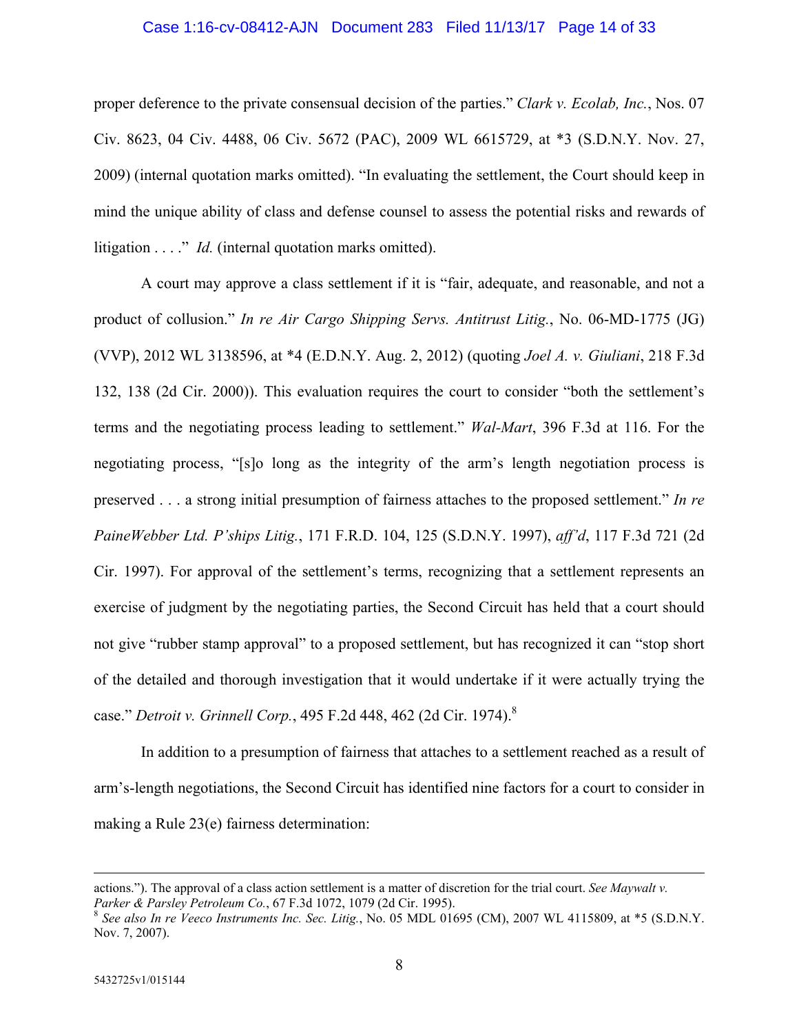proper deference to the private consensual decision of the parties." *Clark v. Ecolab, Inc.*, Nos. 07 Civ. 8623, 04 Civ. 4488, 06 Civ. 5672 (PAC), 2009 WL 6615729, at *3 (S.D.N.Y. Nov. 27, 2009) (internal quotation marks omitted). "In evaluating the settlement, the Court should keep in mind the unique ability of class and defense counsel to assess the potential risks and rewards of litigation . . . ." *Id.* (internal quotation marks omitted).

A court may approve a class settlement if it is "fair, adequate, and reasonable, and not a product of collusion." *In re Air Cargo Shipping Servs. Antitrust Litig.*, No. 06-MD-1775 (JG) (VVP), 2012 WL 3138596, at *4 (E.D.N.Y. Aug. 2, 2012) (quoting *Joel A. v. Giuliani*, 218 F.3d 132, 138 (2d Cir. 2000)). This evaluation requires the court to consider "both the settlement's terms and the negotiating process leading to settlement." *Wal-Mart*, 396 F.3d at 116. For the negotiating process, "[s]o long as the integrity of the arm's length negotiation process is preserved . . . a strong initial presumption of fairness attaches to the proposed settlement." *In re PaineWebber Ltd. P'ships Litig.*, 171 F.R.D. 104, 125 (S.D.N.Y. 1997), *aff'd*, 117 F.3d 721 (2d Cir. 1997). For approval of the settlement's terms, recognizing that a settlement represents an exercise of judgment by the negotiating parties, the Second Circuit has held that a court should not give "rubber stamp approval" to a proposed settlement, but has recognized it can "stop short of the detailed and thorough investigation that it would undertake if it were actually trying the case." *Detroit v. Grinnell Corp.*, 495 F.2d 448, 462 (2d Cir. 1974).[8]

In addition to a presumption of fairness that attaches to a settlement reached as a result of arm's-length negotiations, the Second Circuit has identified nine factors for a court to consider in making a Rule 23(e) fairness determination:

---

actions."). The approval of a class action settlement is a matter of discretion for the trial court. *See Maywalt v. Parker & Parsley Petroleum Co.*, 67 F.3d 1072, 1079 (2d Cir. 1995).

[8] *See also In re Veeco Instruments Inc. Sec. Litig.*, No. 05 MDL 01695 (CM), 2007 WL 4115809, at *5 (S.D.N.Y. Nov. 7, 2007).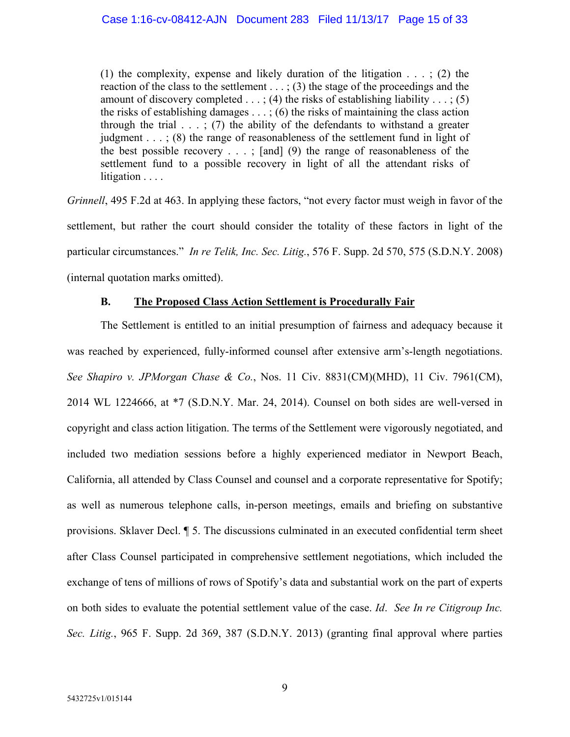> (1) the complexity, expense and likely duration of the litigation . . . ; (2) the reaction of the class to the settlement . . . ; (3) the stage of the proceedings and the amount of discovery completed . . . ; (4) the risks of establishing liability . . . ; (5) the risks of establishing damages . . . ; (6) the risks of maintaining the class action through the trial . . . ; (7) the ability of the defendants to withstand a greater judgment . . . ; (8) the range of reasonableness of the settlement fund in light of the best possible recovery . . . ; [and] (9) the range of reasonableness of the settlement fund to a possible recovery in light of all the attendant risks of litigation . . . .

*Grinnell*, 495 F.2d at 463. In applying these factors, "not every factor must weigh in favor of the settlement, but rather the court should consider the totality of these factors in light of the particular circumstances." *In re Telik, Inc. Sec. Litig.*, 576 F. Supp. 2d 570, 575 (S.D.N.Y. 2008) (internal quotation marks omitted).

### B. The Proposed Class Action Settlement is Procedurally Fair

The Settlement is entitled to an initial presumption of fairness and adequacy because it was reached by experienced, fully-informed counsel after extensive arm's-length negotiations. *See Shapiro v. JPMorgan Chase & Co.*, Nos. 11 Civ. 8831(CM)(MHD), 11 Civ. 7961(CM), 2014 WL 1224666, at *7 (S.D.N.Y. Mar. 24, 2014). Counsel on both sides are well-versed in copyright and class action litigation. The terms of the Settlement were vigorously negotiated, and included two mediation sessions before a highly experienced mediator in Newport Beach, California, all attended by Class Counsel and counsel and a corporate representative for Spotify; as well as numerous telephone calls, in-person meetings, emails and briefing on substantive provisions. Sklaver Decl. ¶ 5. The discussions culminated in an executed confidential term sheet after Class Counsel participated in comprehensive settlement negotiations, which included the exchange of tens of millions of rows of Spotify's data and substantial work on the part of experts on both sides to evaluate the potential settlement value of the case. *Id*. *See In re Citigroup Inc. Sec. Litig.*, 965 F. Supp. 2d 369, 387 (S.D.N.Y. 2013) (granting final approval where parties

5432725v1/015144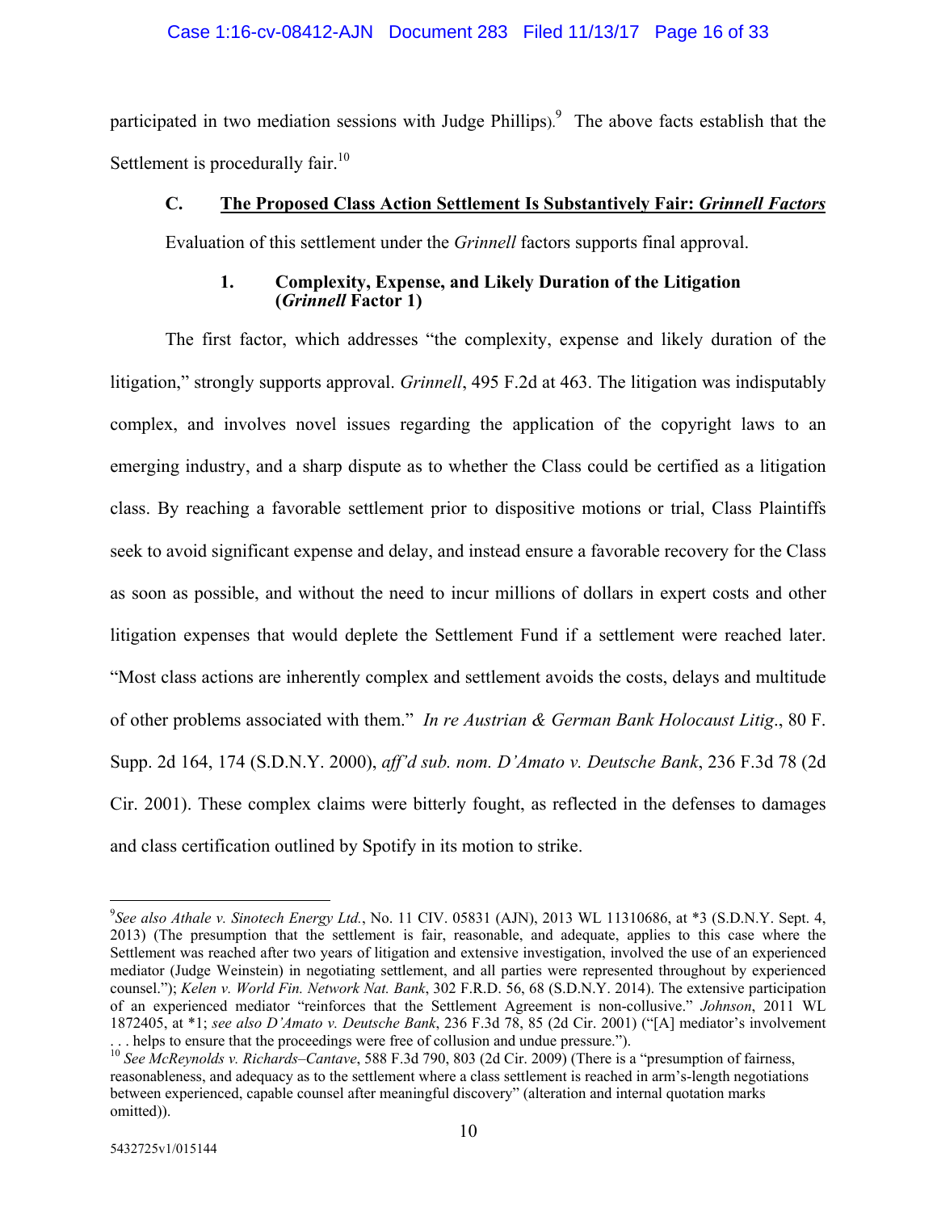participated in two mediation sessions with Judge Phillips).[9] The above facts establish that the Settlement is procedurally fair.[10]

### C. The Proposed Class Action Settlement Is Substantively Fair: *Grinnell Factors*

Evaluation of this settlement under the *Grinnell* factors supports final approval.

#### 1. Complexity, Expense, and Likely Duration of the Litigation (*Grinnell* Factor 1)

The first factor, which addresses "the complexity, expense and likely duration of the litigation," strongly supports approval. *Grinnell*, 495 F.2d at 463. The litigation was indisputably complex, and involves novel issues regarding the application of the copyright laws to an emerging industry, and a sharp dispute as to whether the Class could be certified as a litigation class. By reaching a favorable settlement prior to dispositive motions or trial, Class Plaintiffs seek to avoid significant expense and delay, and instead ensure a favorable recovery for the Class as soon as possible, and without the need to incur millions of dollars in expert costs and other litigation expenses that would deplete the Settlement Fund if a settlement were reached later. "Most class actions are inherently complex and settlement avoids the costs, delays and multitude of other problems associated with them." *In re Austrian & German Bank Holocaust Litig*., 80 F. Supp. 2d 164, 174 (S.D.N.Y. 2000), *aff'd sub. nom. D'Amato v. Deutsche Bank*, 236 F.3d 78 (2d Cir. 2001). These complex claims were bitterly fought, as reflected in the defenses to damages and class certification outlined by Spotify in its motion to strike.

---

[9] *See also Athale v. Sinotech Energy Ltd.*, No. 11 CIV. 05831 (AJN), 2013 WL 11310686, at *3 (S.D.N.Y. Sept. 4, 2013) (The presumption that the settlement is fair, reasonable, and adequate, applies to this case where the Settlement was reached after two years of litigation and extensive investigation, involved the use of an experienced mediator (Judge Weinstein) in negotiating settlement, and all parties were represented throughout by experienced counsel."); *Kelen v. World Fin. Network Nat. Bank*, 302 F.R.D. 56, 68 (S.D.N.Y. 2014). The extensive participation of an experienced mediator "reinforces that the Settlement Agreement is non-collusive." *Johnson*, 2011 WL 1872405, at *1; *see also D'Amato v. Deutsche Bank*, 236 F.3d 78, 85 (2d Cir. 2001) ("[A] mediator's involvement . . . helps to ensure that the proceedings were free of collusion and undue pressure.").

[10] *See McReynolds v. Richards–Cantave*, 588 F.3d 790, 803 (2d Cir. 2009) (There is a "presumption of fairness, reasonableness, and adequacy as to the settlement where a class settlement is reached in arm's-length negotiations between experienced, capable counsel after meaningful discovery" (alteration and internal quotation marks omitted)).

5432725v1/015144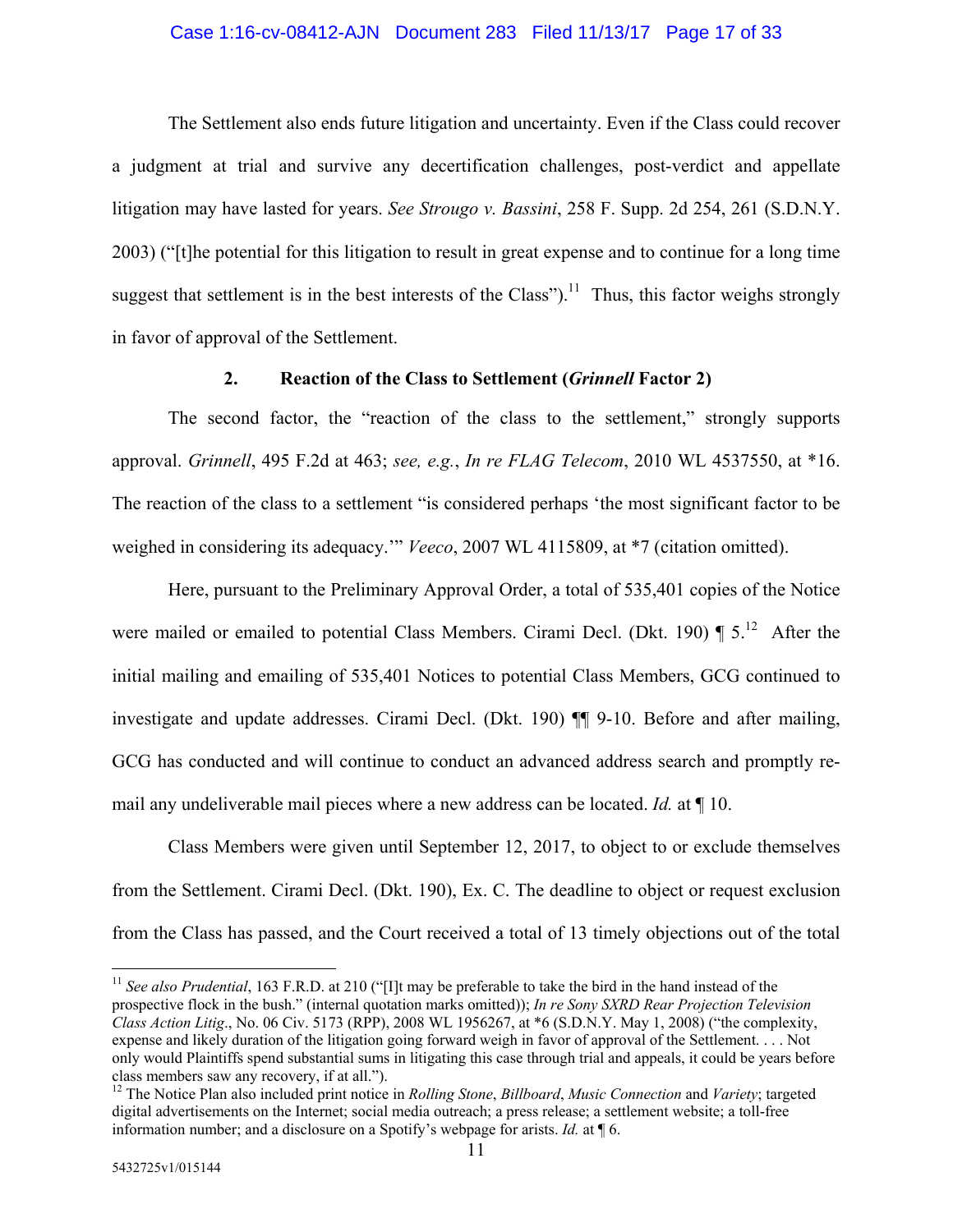The Settlement also ends future litigation and uncertainty. Even if the Class could recover a judgment at trial and survive any decertification challenges, post-verdict and appellate litigation may have lasted for years. *See Strougo v. Bassini*, 258 F. Supp. 2d 254, 261 (S.D.N.Y. 2003) ("[t]he potential for this litigation to result in great expense and to continue for a long time suggest that settlement is in the best interests of the Class").[11] Thus, this factor weighs strongly in favor of approval of the Settlement.

### 2. Reaction of the Class to Settlement (*Grinnell* Factor 2)

The second factor, the "reaction of the class to the settlement," strongly supports approval. *Grinnell*, 495 F.2d at 463; *see, e.g.*, *In re FLAG Telecom*, 2010 WL 4537550, at *16. The reaction of the class to a settlement "is considered perhaps 'the most significant factor to be weighed in considering its adequacy.'" *Veeco*, 2007 WL 4115809, at *7 (citation omitted).

Here, pursuant to the Preliminary Approval Order, a total of 535,401 copies of the Notice were mailed or emailed to potential Class Members. Cirami Decl. (Dkt. 190) ¶ 5.[12] After the initial mailing and emailing of 535,401 Notices to potential Class Members, GCG continued to investigate and update addresses. Cirami Decl. (Dkt. 190) ¶¶ 9-10. Before and after mailing, GCG has conducted and will continue to conduct an advanced address search and promptly re-mail any undeliverable mail pieces where a new address can be located. *Id.* at ¶ 10.

Class Members were given until September 12, 2017, to object to or exclude themselves from the Settlement. Cirami Decl. (Dkt. 190), Ex. C. The deadline to object or request exclusion from the Class has passed, and the Court received a total of 13 timely objections out of the total

---

[11] *See also Prudential*, 163 F.R.D. at 210 ("[I]t may be preferable to take the bird in the hand instead of the prospective flock in the bush." (internal quotation marks omitted)); *In re Sony SXRD Rear Projection Television Class Action Litig*., No. 06 Civ. 5173 (RPP), 2008 WL 1956267, at *6 (S.D.N.Y. May 1, 2008) ("the complexity, expense and likely duration of the litigation going forward weigh in favor of approval of the Settlement. . . . Not only would Plaintiffs spend substantial sums in litigating this case through trial and appeals, it could be years before class members saw any recovery, if at all.").

[12] The Notice Plan also included print notice in *Rolling Stone*, *Billboard*, *Music Connection* and *Variety*; targeted digital advertisements on the Internet; social media outreach; a press release; a settlement website; a toll-free information number; and a disclosure on a Spotify's webpage for arists. *Id.* at ¶ 6.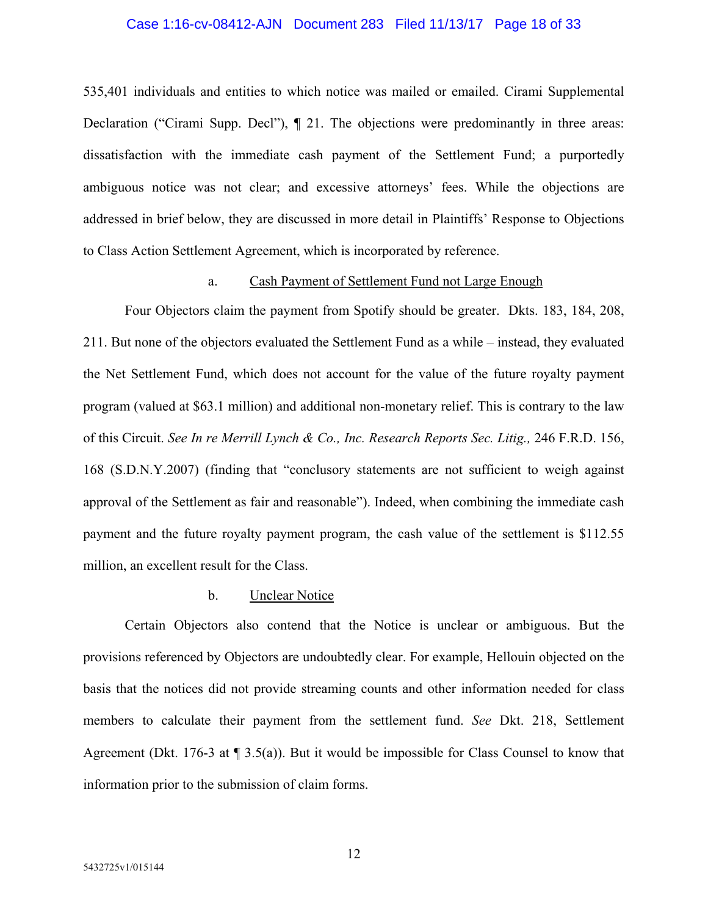535,401 individuals and entities to which notice was mailed or emailed. Cirami Supplemental Declaration ("Cirami Supp. Decl"), ¶ 21. The objections were predominantly in three areas: dissatisfaction with the immediate cash payment of the Settlement Fund; a purportedly ambiguous notice was not clear; and excessive attorneys' fees. While the objections are addressed in brief below, they are discussed in more detail in Plaintiffs' Response to Objections to Class Action Settlement Agreement, which is incorporated by reference.

a. <u>Cash Payment of Settlement Fund not Large Enough</u>

Four Objectors claim the payment from Spotify should be greater. Dkts. 183, 184, 208, 211. But none of the objectors evaluated the Settlement Fund as a while – instead, they evaluated the Net Settlement Fund, which does not account for the value of the future royalty payment program (valued at $63.1 million) and additional non-monetary relief. This is contrary to the law of this Circuit. *See In re Merrill Lynch & Co., Inc. Research Reports Sec. Litig.,* 246 F.R.D. 156, 168 (S.D.N.Y.2007) (finding that "conclusory statements are not sufficient to weigh against approval of the Settlement as fair and reasonable"). Indeed, when combining the immediate cash payment and the future royalty payment program, the cash value of the settlement is $112.55 million, an excellent result for the Class.

b. <u>Unclear Notice</u>

Certain Objectors also contend that the Notice is unclear or ambiguous. But the provisions referenced by Objectors are undoubtedly clear. For example, Hellouin objected on the basis that the notices did not provide streaming counts and other information needed for class members to calculate their payment from the settlement fund. *See* Dkt. 218, Settlement Agreement (Dkt. 176-3 at ¶ 3.5(a)). But it would be impossible for Class Counsel to know that information prior to the submission of claim forms.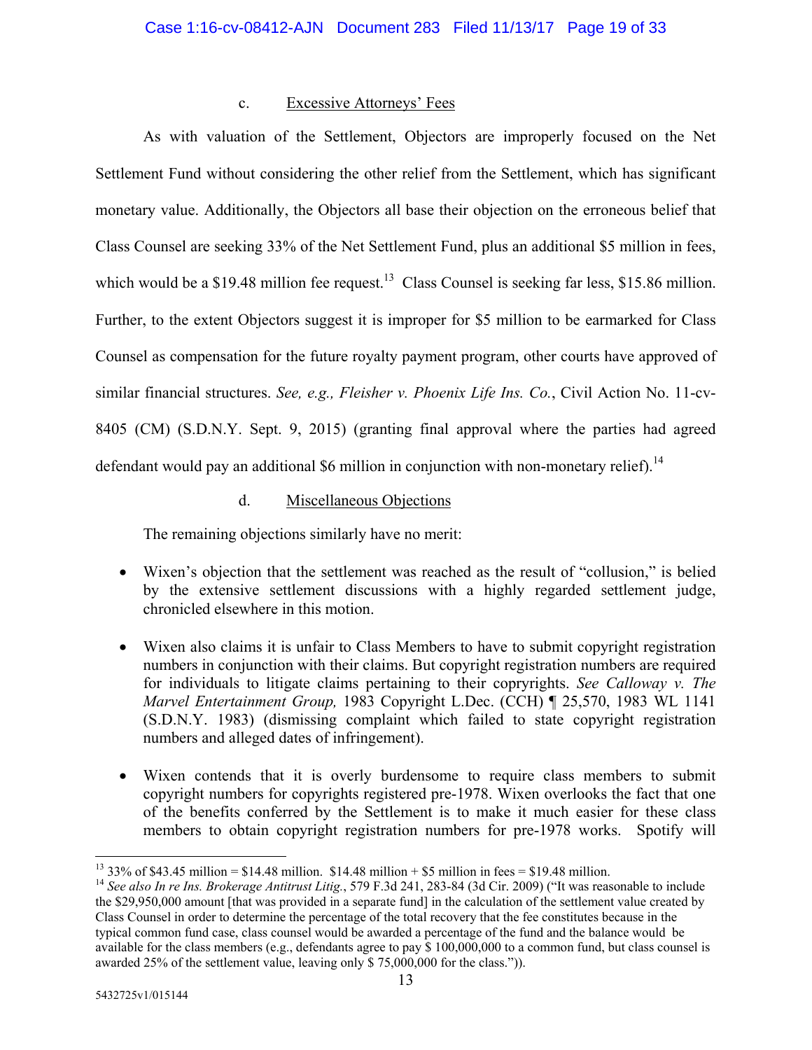### c. Excessive Attorneys' Fees

As with valuation of the Settlement, Objectors are improperly focused on the Net Settlement Fund without considering the other relief from the Settlement, which has significant monetary value. Additionally, the Objectors all base their objection on the erroneous belief that Class Counsel are seeking 33% of the Net Settlement Fund, plus an additional $5 million in fees, which would be a $19.48 million fee request.[13] Class Counsel is seeking far less, $15.86 million. Further, to the extent Objectors suggest it is improper for $5 million to be earmarked for Class Counsel as compensation for the future royalty payment program, other courts have approved of similar financial structures. *See, e.g., Fleisher v. Phoenix Life Ins. Co.*, Civil Action No. 11-cv-8405 (CM) (S.D.N.Y. Sept. 9, 2015) (granting final approval where the parties had agreed defendant would pay an additional $6 million in conjunction with non-monetary relief).[14]

### d. Miscellaneous Objections

The remaining objections similarly have no merit:

- Wixen's objection that the settlement was reached as the result of "collusion," is belied by the extensive settlement discussions with a highly regarded settlement judge, chronicled elsewhere in this motion.
- Wixen also claims it is unfair to Class Members to have to submit copyright registration numbers in conjunction with their claims. But copyright registration numbers are required for individuals to litigate claims pertaining to their coprýrights. *See Calloway v. The Marvel Entertainment Group,* 1983 Copyright L.Dec. (CCH) ¶ 25,570, 1983 WL 1141 (S.D.N.Y. 1983) (dismissing complaint which failed to state copyright registration numbers and alleged dates of infringement).
- Wixen contends that it is overly burdensome to require class members to submit copyright numbers for copyrights registered pre-1978. Wixen overlooks the fact that one of the benefits conferred by the Settlement is to make it much easier for these class members to obtain copyright registration numbers for pre-1978 works. Spotify will

---

[13] 33% of $43.45 million = $14.48 million. $14.48 million + $5 million in fees = $19.48 million.

[14] *See also In re Ins. Brokerage Antitrust Litig.*, 579 F.3d 241, 283-84 (3d Cir. 2009) ("It was reasonable to include the $29,950,000 amount [that was provided in a separate fund] in the calculation of the settlement value created by Class Counsel in order to determine the percentage of the total recovery that the fee constitutes because in the typical common fund case, class counsel would be awarded a percentage of the fund and the balance would be available for the class members (e.g., defendants agree to pay $ 100,000,000 to a common fund, but class counsel is awarded 25% of the settlement value, leaving only $ 75,000,000 for the class.")).

5432725v1/015144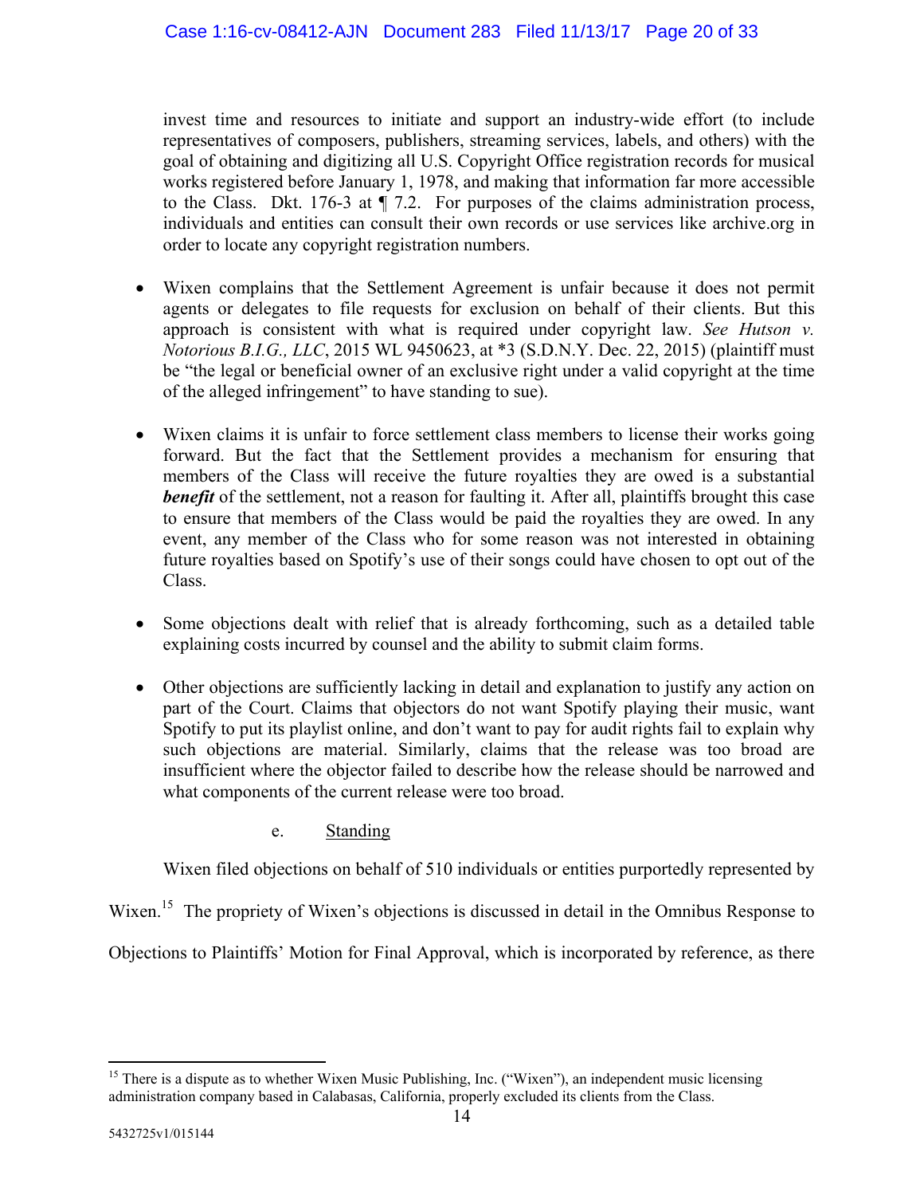invest time and resources to initiate and support an industry-wide effort (to include representatives of composers, publishers, streaming services, labels, and others) with the goal of obtaining and digitizing all U.S. Copyright Office registration records for musical works registered before January 1, 1978, and making that information far more accessible to the Class. Dkt. 176-3 at ¶ 7.2. For purposes of the claims administration process, individuals and entities can consult their own records or use services like archive.org in order to locate any copyright registration numbers.

- Wixen complains that the Settlement Agreement is unfair because it does not permit agents or delegates to file requests for exclusion on behalf of their clients. But this approach is consistent with what is required under copyright law. *See Hutson v. Notorious B.I.G., LLC*, 2015 WL 9450623, at *3 (S.D.N.Y. Dec. 22, 2015) (plaintiff must be "the legal or beneficial owner of an exclusive right under a valid copyright at the time of the alleged infringement" to have standing to sue).

- Wixen claims it is unfair to force settlement class members to license their works going forward. But the fact that the Settlement provides a mechanism for ensuring that members of the Class will receive the future royalties they are owed is a substantial ***benefit*** of the settlement, not a reason for faulting it. After all, plaintiffs brought this case to ensure that members of the Class would be paid the royalties they are owed. In any event, any member of the Class who for some reason was not interested in obtaining future royalties based on Spotify's use of their songs could have chosen to opt out of the Class.

- Some objections dealt with relief that is already forthcoming, such as a detailed table explaining costs incurred by counsel and the ability to submit claim forms.

- Other objections are sufficiently lacking in detail and explanation to justify any action on part of the Court. Claims that objectors do not want Spotify playing their music, want Spotify to put its playlist online, and don't want to pay for audit rights fail to explain why such objections are material. Similarly, claims that the release was too broad are insufficient where the objector failed to describe how the release should be narrowed and what components of the current release were too broad.

e. Standing

Wixen filed objections on behalf of 510 individuals or entities purportedly represented by Wixen.[15] The propriety of Wixen's objections is discussed in detail in the Omnibus Response to Objections to Plaintiffs' Motion for Final Approval, which is incorporated by reference, as there

[15] There is a dispute as to whether Wixen Music Publishing, Inc. ("Wixen"), an independent music licensing administration company based in Calabasas, California, properly excluded its clients from the Class.

5432725v1/015144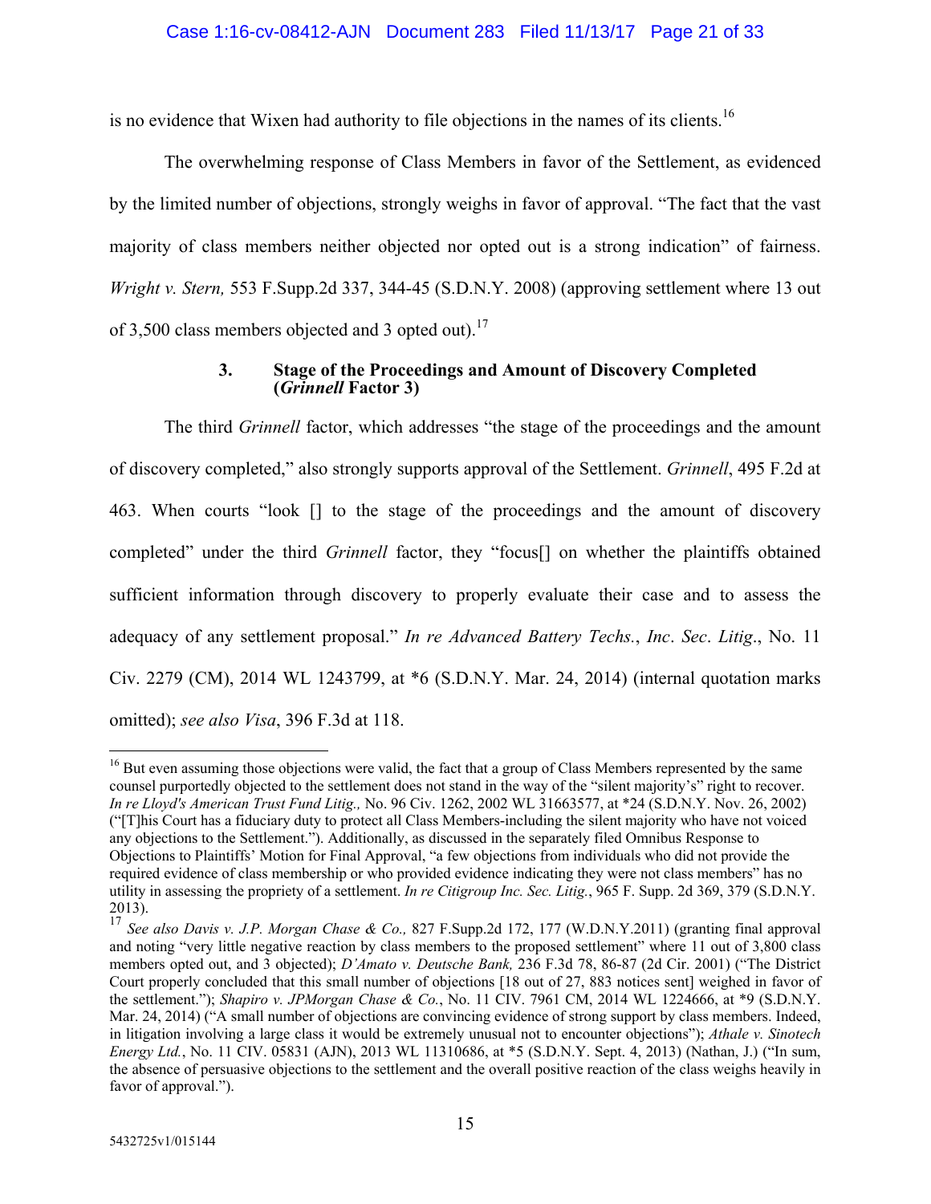is no evidence that Wixen had authority to file objections in the names of its clients.[16]

The overwhelming response of Class Members in favor of the Settlement, as evidenced by the limited number of objections, strongly weighs in favor of approval. "The fact that the vast majority of class members neither objected nor opted out is a strong indication" of fairness. *Wright v. Stern,* 553 F.Supp.2d 337, 344-45 (S.D.N.Y. 2008) (approving settlement where 13 out of 3,500 class members objected and 3 opted out).[17]

### 3. Stage of the Proceedings and Amount of Discovery Completed (*Grinnell* Factor 3)

The third *Grinnell* factor, which addresses "the stage of the proceedings and the amount of discovery completed," also strongly supports approval of the Settlement. *Grinnell*, 495 F.2d at 463. When courts "look [] to the stage of the proceedings and the amount of discovery completed" under the third *Grinnell* factor, they "focus[] on whether the plaintiffs obtained sufficient information through discovery to properly evaluate their case and to assess the adequacy of any settlement proposal." *In re Advanced Battery Techs.*, *Inc*. *Sec*. *Litig*., No. 11 Civ. 2279 (CM), 2014 WL 1243799, at *6 (S.D.N.Y. Mar. 24, 2014) (internal quotation marks omitted); *see also Visa*, 396 F.3d at 118.

---

[16] But even assuming those objections were valid, the fact that a group of Class Members represented by the same counsel purportedly objected to the settlement does not stand in the way of the "silent majority's" right to recover. *In re Lloyd's American Trust Fund Litig.,* No. 96 Civ. 1262, 2002 WL 31663577, at *24 (S.D.N.Y. Nov. 26, 2002) ("[T]his Court has a fiduciary duty to protect all Class Members-including the silent majority who have not voiced any objections to the Settlement."). Additionally, as discussed in the separately filed Omnibus Response to Objections to Plaintiffs' Motion for Final Approval, "a few objections from individuals who did not provide the required evidence of class membership or who provided evidence indicating they were not class members" has no utility in assessing the propriety of a settlement. *In re Citigroup Inc. Sec. Litig.*, 965 F. Supp. 2d 369, 379 (S.D.N.Y. 2013).

[17] *See also Davis v. J.P. Morgan Chase & Co.,* 827 F.Supp.2d 172, 177 (W.D.N.Y.2011) (granting final approval and noting "very little negative reaction by class members to the proposed settlement" where 11 out of 3,800 class members opted out, and 3 objected); *D'Amato v. Deutsche Bank,* 236 F.3d 78, 86-87 (2d Cir. 2001) ("The District Court properly concluded that this small number of objections [18 out of 27, 883 notices sent] weighed in favor of the settlement."); *Shapiro v. JPMorgan Chase & Co.*, No. 11 CIV. 7961 CM, 2014 WL 1224666, at *9 (S.D.N.Y. Mar. 24, 2014) ("A small number of objections are convincing evidence of strong support by class members. Indeed, in litigation involving a large class it would be extremely unusual not to encounter objections"); *Athale v. Sinotech Energy Ltd.*, No. 11 CIV. 05831 (AJN), 2013 WL 11310686, at *5 (S.D.N.Y. Sept. 4, 2013) (Nathan, J.) ("In sum, the absence of persuasive objections to the settlement and the overall positive reaction of the class weighs heavily in favor of approval.").

5432725v1/015144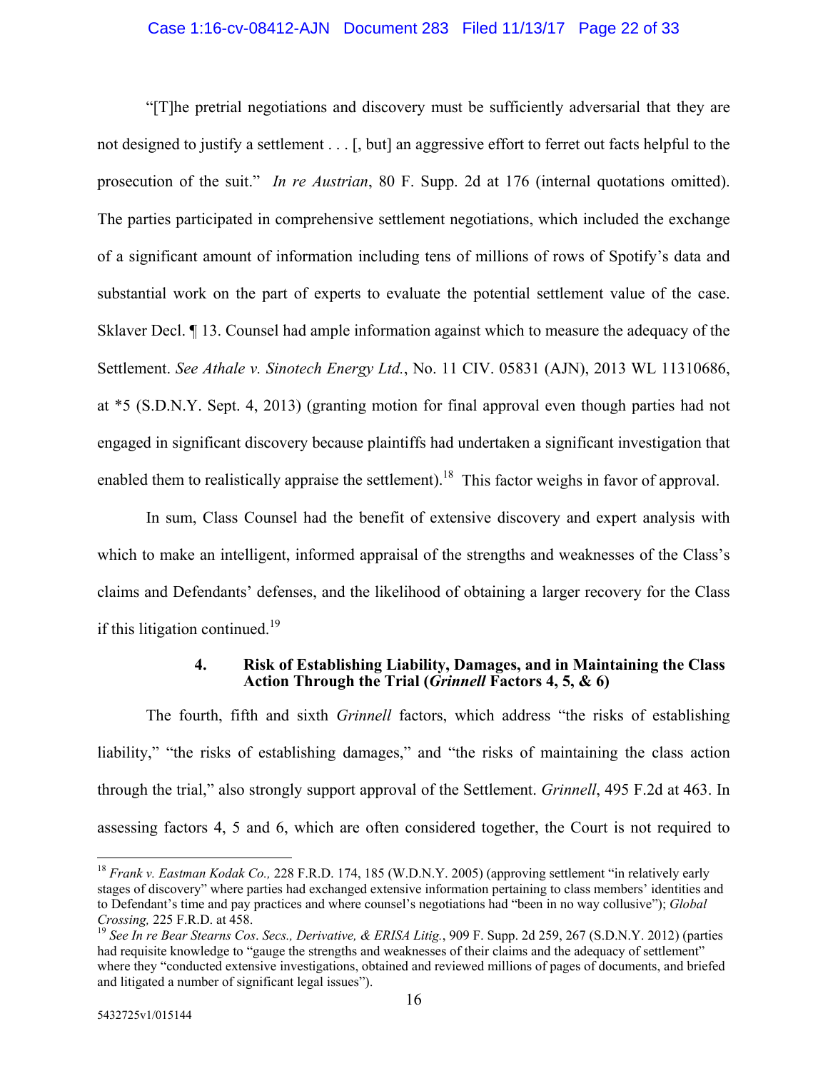"[T]he pretrial negotiations and discovery must be sufficiently adversarial that they are not designed to justify a settlement . . . [, but] an aggressive effort to ferret out facts helpful to the prosecution of the suit." *In re Austrian*, 80 F. Supp. 2d at 176 (internal quotations omitted). The parties participated in comprehensive settlement negotiations, which included the exchange of a significant amount of information including tens of millions of rows of Spotify's data and substantial work on the part of experts to evaluate the potential settlement value of the case. Sklaver Decl. ¶ 13. Counsel had ample information against which to measure the adequacy of the Settlement. *See Athale v. Sinotech Energy Ltd.*, No. 11 CIV. 05831 (AJN), 2013 WL 11310686, at *5 (S.D.N.Y. Sept. 4, 2013) (granting motion for final approval even though parties had not engaged in significant discovery because plaintiffs had undertaken a significant investigation that enabled them to realistically appraise the settlement).[18] This factor weighs in favor of approval.

In sum, Class Counsel had the benefit of extensive discovery and expert analysis with which to make an intelligent, informed appraisal of the strengths and weaknesses of the Class's claims and Defendants' defenses, and the likelihood of obtaining a larger recovery for the Class if this litigation continued.[19]

#### 4. Risk of Establishing Liability, Damages, and in Maintaining the Class Action Through the Trial (*Grinnell* Factors 4, 5, & 6)

The fourth, fifth and sixth *Grinnell* factors, which address "the risks of establishing liability," "the risks of establishing damages," and "the risks of maintaining the class action through the trial," also strongly support approval of the Settlement. *Grinnell*, 495 F.2d at 463. In assessing factors 4, 5 and 6, which are often considered together, the Court is not required to

---

[18] *Frank v. Eastman Kodak Co.,* 228 F.R.D. 174, 185 (W.D.N.Y. 2005) (approving settlement "in relatively early stages of discovery" where parties had exchanged extensive information pertaining to class members' identities and to Defendant's time and pay practices and where counsel's negotiations had "been in no way collusive"); *Global Crossing,* 225 F.R.D. at 458.

[19] *See In re Bear Stearns Cos. Secs., Derivative, & ERISA Litig.*, 909 F. Supp. 2d 259, 267 (S.D.N.Y. 2012) (parties had requisite knowledge to "gauge the strengths and weaknesses of their claims and the adequacy of settlement" where they "conducted extensive investigations, obtained and reviewed millions of pages of documents, and briefed and litigated a number of significant legal issues").

5432725v1/015144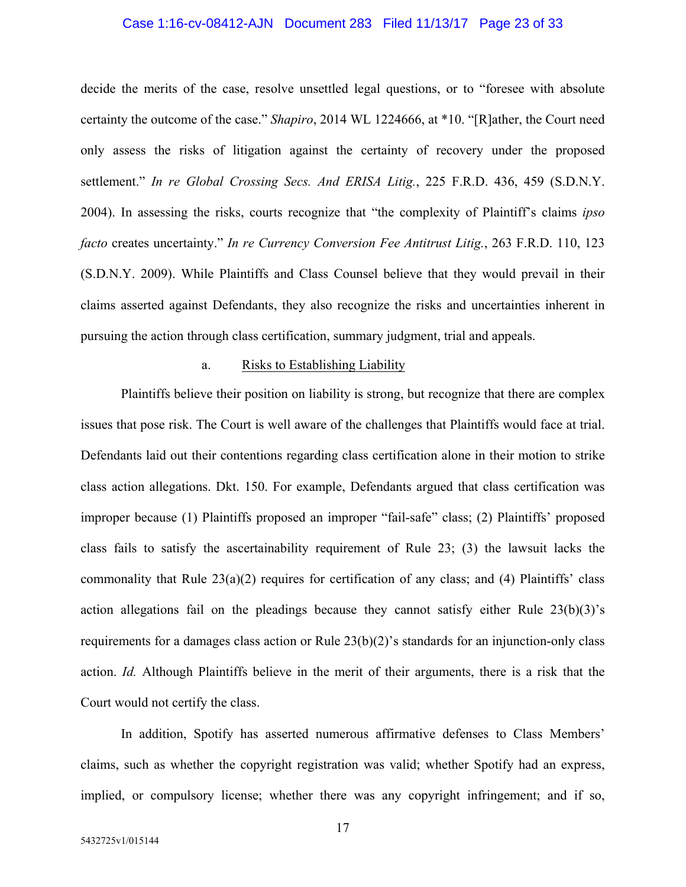decide the merits of the case, resolve unsettled legal questions, or to "foresee with absolute certainty the outcome of the case." *Shapiro*, 2014 WL 1224666, at *10. "[R]ather, the Court need only assess the risks of litigation against the certainty of recovery under the proposed settlement." *In re Global Crossing Secs. And ERISA Litig.*, 225 F.R.D. 436, 459 (S.D.N.Y. 2004). In assessing the risks, courts recognize that "the complexity of Plaintiff's claims *ipso facto* creates uncertainty." *In re Currency Conversion Fee Antitrust Litig.*, 263 F.R.D. 110, 123 (S.D.N.Y. 2009). While Plaintiffs and Class Counsel believe that they would prevail in their claims asserted against Defendants, they also recognize the risks and uncertainties inherent in pursuing the action through class certification, summary judgment, trial and appeals.

a. Risks to Establishing Liability

Plaintiffs believe their position on liability is strong, but recognize that there are complex issues that pose risk. The Court is well aware of the challenges that Plaintiffs would face at trial. Defendants laid out their contentions regarding class certification alone in their motion to strike class action allegations. Dkt. 150. For example, Defendants argued that class certification was improper because (1) Plaintiffs proposed an improper "fail-safe" class; (2) Plaintiffs' proposed class fails to satisfy the ascertainability requirement of Rule 23; (3) the lawsuit lacks the commonality that Rule 23(a)(2) requires for certification of any class; and (4) Plaintiffs' class action allegations fail on the pleadings because they cannot satisfy either Rule 23(b)(3)'s requirements for a damages class action or Rule 23(b)(2)'s standards for an injunction-only class action. *Id.* Although Plaintiffs believe in the merit of their arguments, there is a risk that the Court would not certify the class.

In addition, Spotify has asserted numerous affirmative defenses to Class Members' claims, such as whether the copyright registration was valid; whether Spotify had an express, implied, or compulsory license; whether there was any copyright infringement; and if so,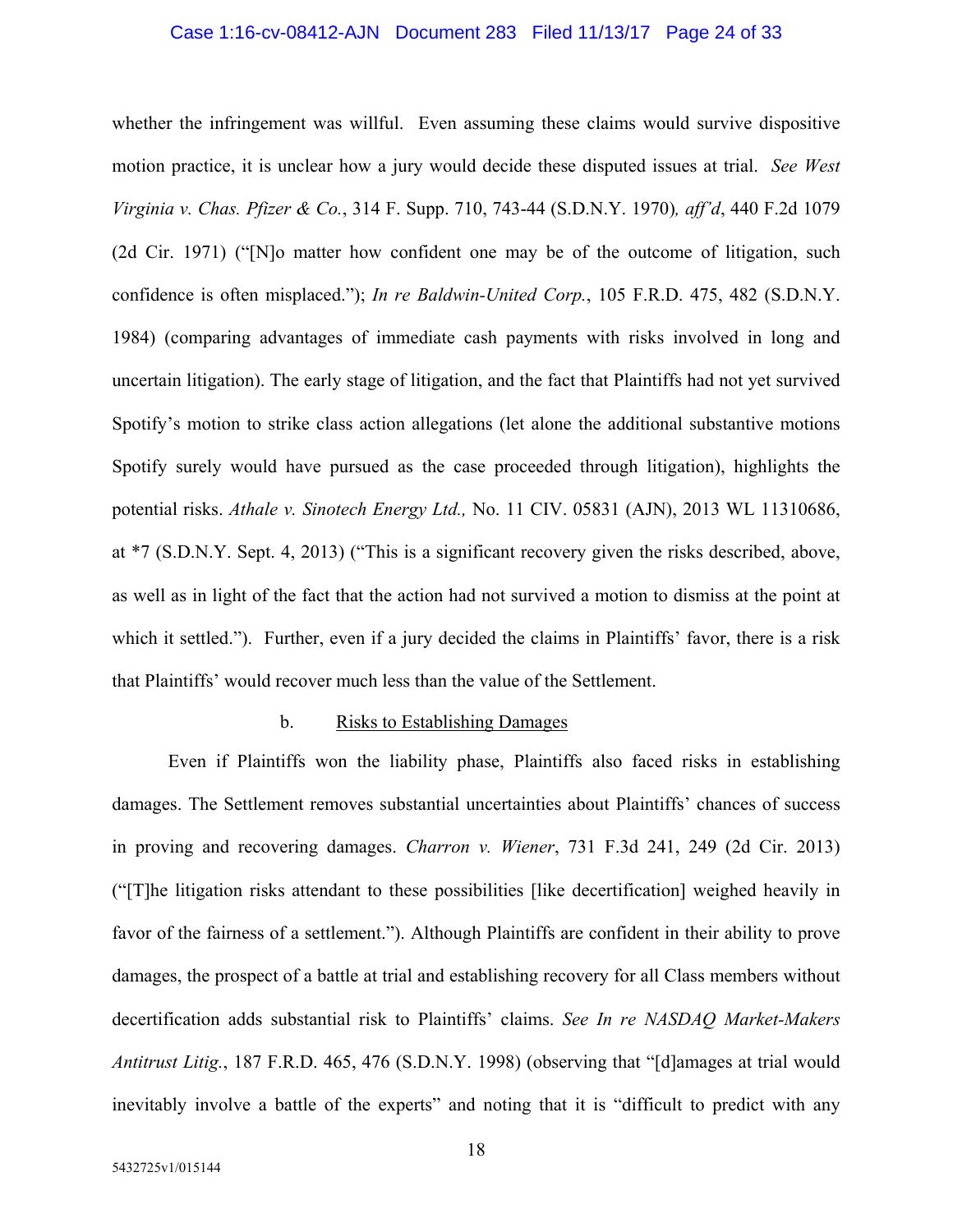whether the infringement was willful. Even assuming these claims would survive dispositive motion practice, it is unclear how a jury would decide these disputed issues at trial. *See West Virginia v. Chas. Pfizer & Co.*, 314 F. Supp. 710, 743-44 (S.D.N.Y. 1970), *aff'd*, 440 F.2d 1079 (2d Cir. 1971) ("[N]o matter how confident one may be of the outcome of litigation, such confidence is often misplaced."); *In re Baldwin-United Corp.*, 105 F.R.D. 475, 482 (S.D.N.Y. 1984) (comparing advantages of immediate cash payments with risks involved in long and uncertain litigation). The early stage of litigation, and the fact that Plaintiffs had not yet survived Spotify's motion to strike class action allegations (let alone the additional substantive motions Spotify surely would have pursued as the case proceeded through litigation), highlights the potential risks. *Athale v. Sinotech Energy Ltd.,* No. 11 CIV. 05831 (AJN), 2013 WL 11310686, at *7 (S.D.N.Y. Sept. 4, 2013) ("This is a significant recovery given the risks described, above, as well as in light of the fact that the action had not survived a motion to dismiss at the point at which it settled."). Further, even if a jury decided the claims in Plaintiffs' favor, there is a risk that Plaintiffs' would recover much less than the value of the Settlement.

b. Risks to Establishing Damages

Even if Plaintiffs won the liability phase, Plaintiffs also faced risks in establishing damages. The Settlement removes substantial uncertainties about Plaintiffs' chances of success in proving and recovering damages. *Charron v. Wiener*, 731 F.3d 241, 249 (2d Cir. 2013) ("[T]he litigation risks attendant to these possibilities [like decertification] weighed heavily in favor of the fairness of a settlement."). Although Plaintiffs are confident in their ability to prove damages, the prospect of a battle at trial and establishing recovery for all Class members without decertification adds substantial risk to Plaintiffs' claims. *See In re NASDAQ Market-Makers Antitrust Litig.*, 187 F.R.D. 465, 476 (S.D.N.Y. 1998) (observing that "[d]amages at trial would inevitably involve a battle of the experts" and noting that it is "difficult to predict with any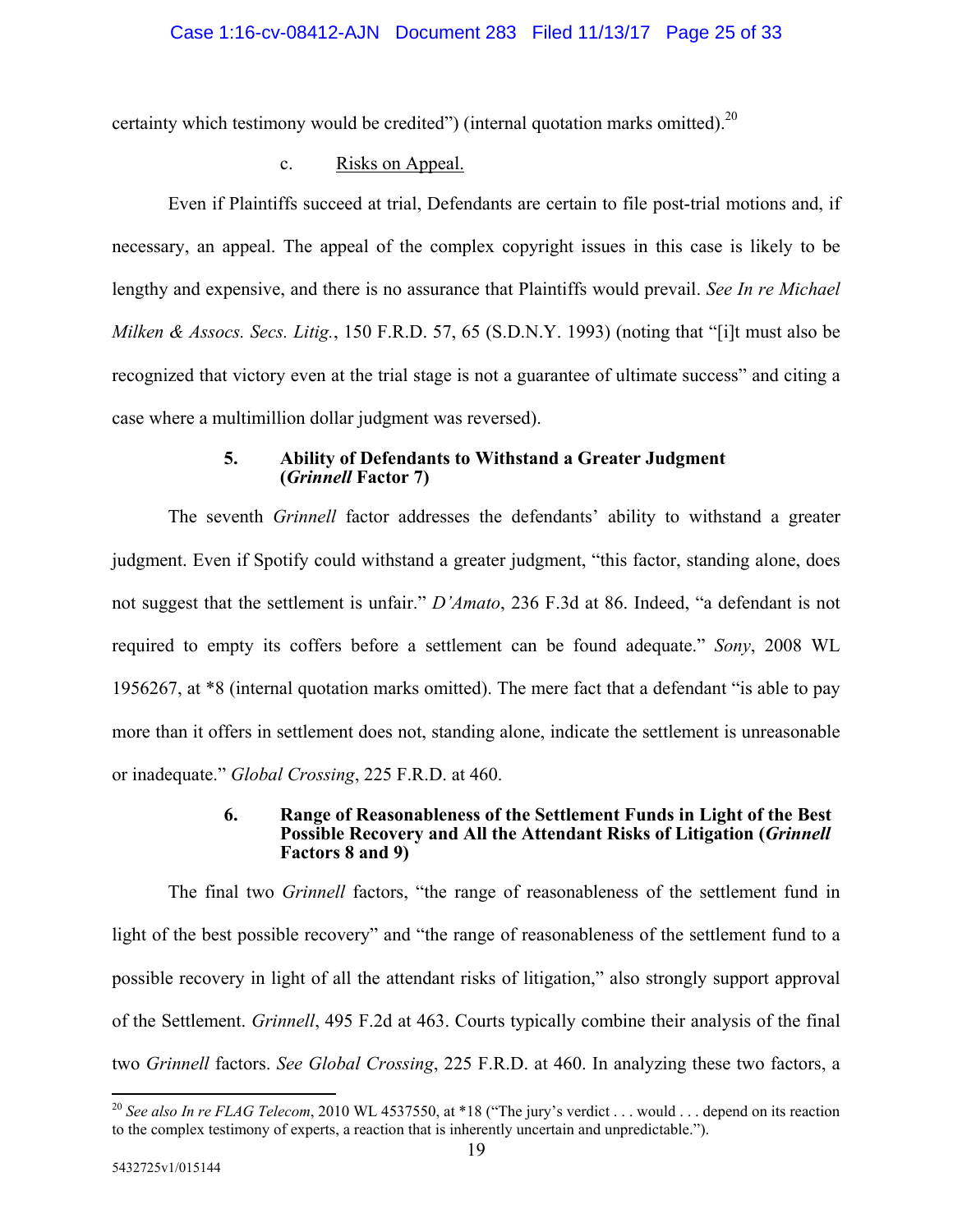certainty which testimony would be credited") (internal quotation marks omitted).[20]

c. Risks on Appeal.

Even if Plaintiffs succeed at trial, Defendants are certain to file post-trial motions and, if necessary, an appeal. The appeal of the complex copyright issues in this case is likely to be lengthy and expensive, and there is no assurance that Plaintiffs would prevail. *See In re Michael Milken & Assocs. Secs. Litig.*, 150 F.R.D. 57, 65 (S.D.N.Y. 1993) (noting that "[i]t must also be recognized that victory even at the trial stage is not a guarantee of ultimate success" and citing a case where a multimillion dollar judgment was reversed).

**5. Ability of Defendants to Withstand a Greater Judgment (*Grinnell* Factor 7)**

The seventh *Grinnell* factor addresses the defendants' ability to withstand a greater judgment. Even if Spotify could withstand a greater judgment, "this factor, standing alone, does not suggest that the settlement is unfair." *D'Amato*, 236 F.3d at 86. Indeed, "a defendant is not required to empty its coffers before a settlement can be found adequate." *Sony*, 2008 WL 1956267, at *8 (internal quotation marks omitted). The mere fact that a defendant "is able to pay more than it offers in settlement does not, standing alone, indicate the settlement is unreasonable or inadequate." *Global Crossing*, 225 F.R.D. at 460.

**6. Range of Reasonableness of the Settlement Funds in Light of the Best Possible Recovery and All the Attendant Risks of Litigation (*Grinnell* Factors 8 and 9)**

The final two *Grinnell* factors, "the range of reasonableness of the settlement fund in light of the best possible recovery" and "the range of reasonableness of the settlement fund to a possible recovery in light of all the attendant risks of litigation," also strongly support approval of the Settlement. *Grinnell*, 495 F.2d at 463. Courts typically combine their analysis of the final two *Grinnell* factors. *See Global Crossing*, 225 F.R.D. at 460. In analyzing these two factors, a

[20] *See also In re FLAG Telecom*, 2010 WL 4537550, at *18 ("The jury's verdict . . . would . . . depend on its reaction to the complex testimony of experts, a reaction that is inherently uncertain and unpredictable.").

5432725v1/015144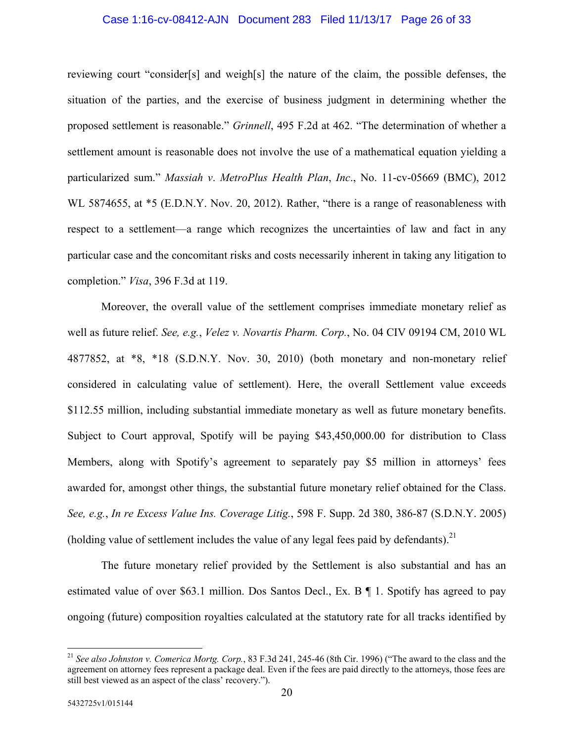reviewing court "consider[s] and weigh[s] the nature of the claim, the possible defenses, the situation of the parties, and the exercise of business judgment in determining whether the proposed settlement is reasonable." *Grinnell*, 495 F.2d at 462. "The determination of whether a settlement amount is reasonable does not involve the use of a mathematical equation yielding a particularized sum." *Massiah v. MetroPlus Health Plan, Inc.*, No. 11-cv-05669 (BMC), 2012 WL 5874655, at *5 (E.D.N.Y. Nov. 20, 2012). Rather, "there is a range of reasonableness with respect to a settlement—a range which recognizes the uncertainties of law and fact in any particular case and the concomitant risks and costs necessarily inherent in taking any litigation to completion." *Visa*, 396 F.3d at 119.

Moreover, the overall value of the settlement comprises immediate monetary relief as well as future relief. *See, e.g.*, *Velez v. Novartis Pharm. Corp.*, No. 04 CIV 09194 CM, 2010 WL 4877852, at *8, *18 (S.D.N.Y. Nov. 30, 2010) (both monetary and non-monetary relief considered in calculating value of settlement). Here, the overall Settlement value exceeds $112.55 million, including substantial immediate monetary as well as future monetary benefits. Subject to Court approval, Spotify will be paying $43,450,000.00 for distribution to Class Members, along with Spotify's agreement to separately pay $5 million in attorneys' fees awarded for, amongst other things, the substantial future monetary relief obtained for the Class. *See, e.g.*, *In re Excess Value Ins. Coverage Litig.*, 598 F. Supp. 2d 380, 386-87 (S.D.N.Y. 2005) (holding value of settlement includes the value of any legal fees paid by defendants).[21]

The future monetary relief provided by the Settlement is also substantial and has an estimated value of over $63.1 million. Dos Santos Decl., Ex. B ¶ 1. Spotify has agreed to pay ongoing (future) composition royalties calculated at the statutory rate for all tracks identified by

---

[21] *See also Johnston v. Comerica Mortg. Corp.*, 83 F.3d 241, 245-46 (8th Cir. 1996) ("The award to the class and the agreement on attorney fees represent a package deal. Even if the fees are paid directly to the attorneys, those fees are still best viewed as an aspect of the class' recovery.").

5432725v1/015144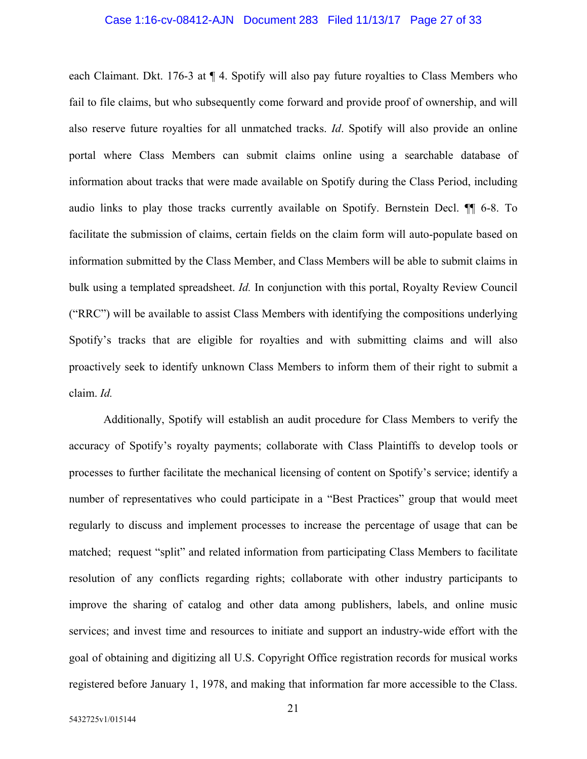each Claimant. Dkt. 176-3 at ¶ 4. Spotify will also pay future royalties to Class Members who fail to file claims, but who subsequently come forward and provide proof of ownership, and will also reserve future royalties for all unmatched tracks. *Id*. Spotify will also provide an online portal where Class Members can submit claims online using a searchable database of information about tracks that were made available on Spotify during the Class Period, including audio links to play those tracks currently available on Spotify. Bernstein Decl. ¶¶ 6-8. To facilitate the submission of claims, certain fields on the claim form will auto-populate based on information submitted by the Class Member, and Class Members will be able to submit claims in bulk using a templated spreadsheet. *Id.* In conjunction with this portal, Royalty Review Council ("RRC") will be available to assist Class Members with identifying the compositions underlying Spotify's tracks that are eligible for royalties and with submitting claims and will also proactively seek to identify unknown Class Members to inform them of their right to submit a claim. *Id.*

Additionally, Spotify will establish an audit procedure for Class Members to verify the accuracy of Spotify's royalty payments; collaborate with Class Plaintiffs to develop tools or processes to further facilitate the mechanical licensing of content on Spotify's service; identify a number of representatives who could participate in a "Best Practices" group that would meet regularly to discuss and implement processes to increase the percentage of usage that can be matched; request "split" and related information from participating Class Members to facilitate resolution of any conflicts regarding rights; collaborate with other industry participants to improve the sharing of catalog and other data among publishers, labels, and online music services; and invest time and resources to initiate and support an industry-wide effort with the goal of obtaining and digitizing all U.S. Copyright Office registration records for musical works registered before January 1, 1978, and making that information far more accessible to the Class.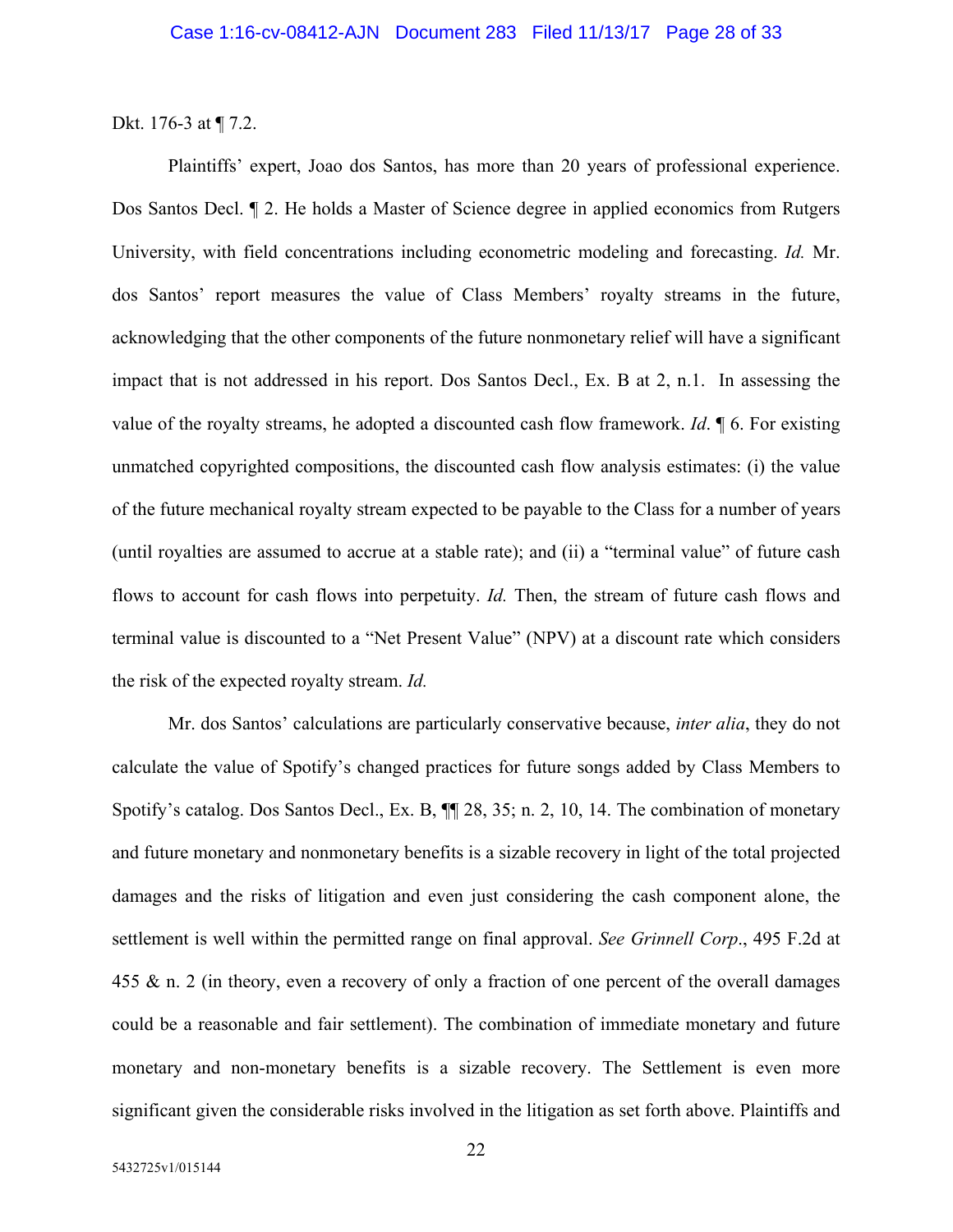Dkt. 176-3 at ¶ 7.2.

Plaintiffs' expert, Joao dos Santos, has more than 20 years of professional experience. Dos Santos Decl. ¶ 2. He holds a Master of Science degree in applied economics from Rutgers University, with field concentrations including econometric modeling and forecasting. *Id.* Mr. dos Santos' report measures the value of Class Members' royalty streams in the future, acknowledging that the other components of the future nonmonetary relief will have a significant impact that is not addressed in his report. Dos Santos Decl., Ex. B at 2, n.1. In assessing the value of the royalty streams, he adopted a discounted cash flow framework. *Id*. ¶ 6. For existing unmatched copyrighted compositions, the discounted cash flow analysis estimates: (i) the value of the future mechanical royalty stream expected to be payable to the Class for a number of years (until royalties are assumed to accrue at a stable rate); and (ii) a "terminal value" of future cash flows to account for cash flows into perpetuity. *Id.* Then, the stream of future cash flows and terminal value is discounted to a "Net Present Value" (NPV) at a discount rate which considers the risk of the expected royalty stream. *Id.*

Mr. dos Santos' calculations are particularly conservative because, *inter alia*, they do not calculate the value of Spotify's changed practices for future songs added by Class Members to Spotify's catalog. Dos Santos Decl., Ex. B, ¶¶ 28, 35; n. 2, 10, 14. The combination of monetary and future monetary and nonmonetary benefits is a sizable recovery in light of the total projected damages and the risks of litigation and even just considering the cash component alone, the settlement is well within the permitted range on final approval. *See Grinnell Corp*., 495 F.2d at 455 & n. 2 (in theory, even a recovery of only a fraction of one percent of the overall damages could be a reasonable and fair settlement). The combination of immediate monetary and future monetary and non-monetary benefits is a sizable recovery. The Settlement is even more significant given the considerable risks involved in the litigation as set forth above. Plaintiffs and

5432725v1/015144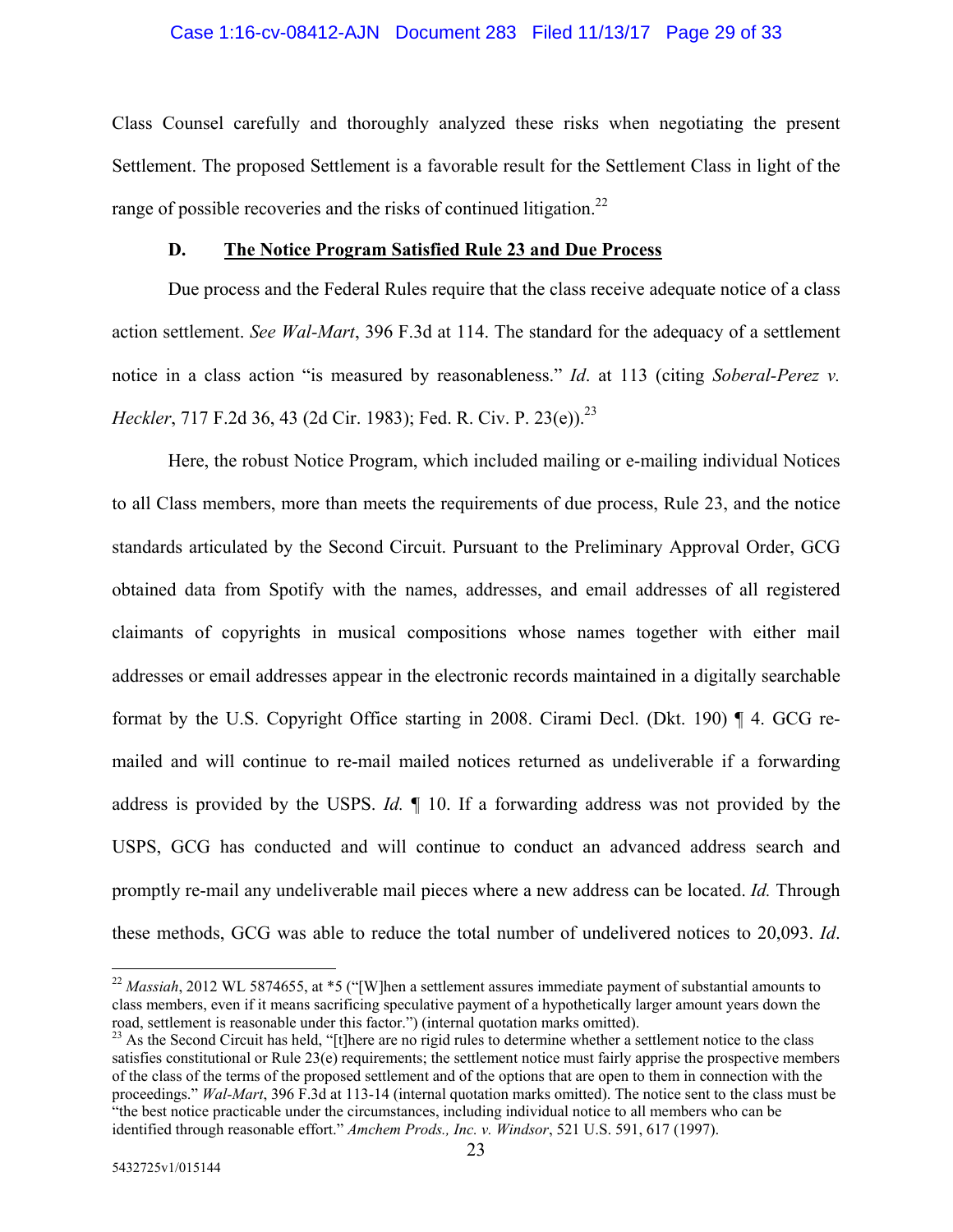Class Counsel carefully and thoroughly analyzed these risks when negotiating the present Settlement. The proposed Settlement is a favorable result for the Settlement Class in light of the range of possible recoveries and the risks of continued litigation.[22]

### D. **The Notice Program Satisfied Rule 23 and Due Process**

Due process and the Federal Rules require that the class receive adequate notice of a class action settlement. *See Wal-Mart*, 396 F.3d at 114. The standard for the adequacy of a settlement notice in a class action "is measured by reasonableness." *Id*. at 113 (citing *Soberal-Perez v. Heckler*, 717 F.2d 36, 43 (2d Cir. 1983); Fed. R. Civ. P. 23(e)).[23]

Here, the robust Notice Program, which included mailing or e-mailing individual Notices to all Class members, more than meets the requirements of due process, Rule 23, and the notice standards articulated by the Second Circuit. Pursuant to the Preliminary Approval Order, GCG obtained data from Spotify with the names, addresses, and email addresses of all registered claimants of copyrights in musical compositions whose names together with either mail addresses or email addresses appear in the electronic records maintained in a digitally searchable format by the U.S. Copyright Office starting in 2008. Cirami Decl. (Dkt. 190) ¶ 4. GCG re-mailed and will continue to re-mail mailed notices returned as undeliverable if a forwarding address is provided by the USPS. *Id.* ¶ 10. If a forwarding address was not provided by the USPS, GCG has conducted and will continue to conduct an advanced address search and promptly re-mail any undeliverable mail pieces where a new address can be located. *Id.* Through these methods, GCG was able to reduce the total number of undelivered notices to 20,093. *Id*.

---

[22] *Massiah*, 2012 WL 5874655, at *5 ("[W]hen a settlement assures immediate payment of substantial amounts to class members, even if it means sacrificing speculative payment of a hypothetically larger amount years down the road, settlement is reasonable under this factor.") (internal quotation marks omitted).

[23] As the Second Circuit has held, "[t]here are no rigid rules to determine whether a settlement notice to the class satisfies constitutional or Rule 23(e) requirements; the settlement notice must fairly apprise the prospective members of the class of the terms of the proposed settlement and of the options that are open to them in connection with the proceedings." *Wal-Mart*, 396 F.3d at 113-14 (internal quotation marks omitted). The notice sent to the class must be "the best notice practicable under the circumstances, including individual notice to all members who can be identified through reasonable effort." *Amchem Prods., Inc. v. Windsor*, 521 U.S. 591, 617 (1997).

5432725v1/015144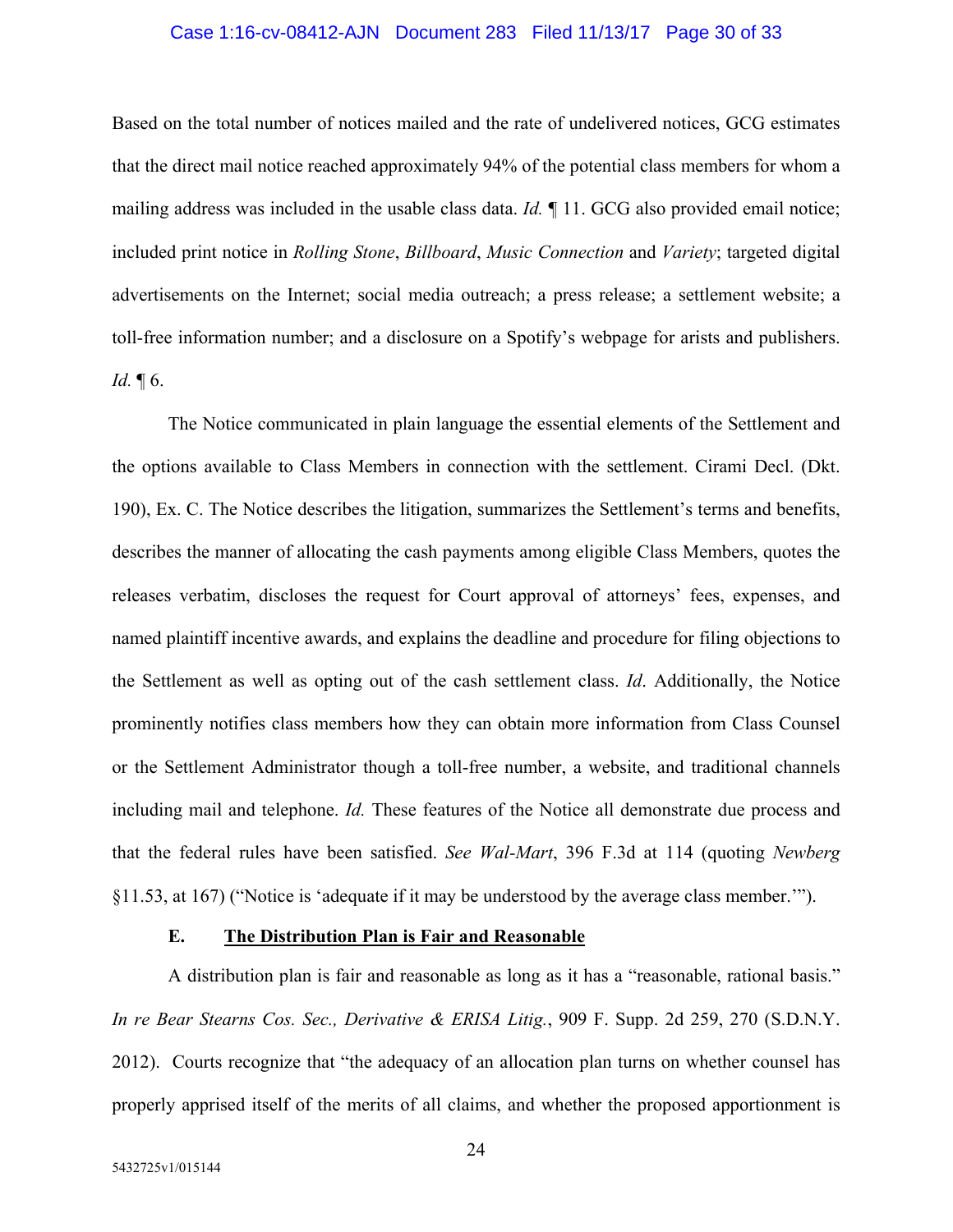Based on the total number of notices mailed and the rate of undelivered notices, GCG estimates that the direct mail notice reached approximately 94% of the potential class members for whom a mailing address was included in the usable class data. *Id.* ¶ 11. GCG also provided email notice; included print notice in *Rolling Stone*, *Billboard*, *Music Connection* and *Variety*; targeted digital advertisements on the Internet; social media outreach; a press release; a settlement website; a toll-free information number; and a disclosure on a Spotify's webpage for arists and publishers. *Id.* ¶ 6.

The Notice communicated in plain language the essential elements of the Settlement and the options available to Class Members in connection with the settlement. Cirami Decl. (Dkt. 190), Ex. C. The Notice describes the litigation, summarizes the Settlement's terms and benefits, describes the manner of allocating the cash payments among eligible Class Members, quotes the releases verbatim, discloses the request for Court approval of attorneys' fees, expenses, and named plaintiff incentive awards, and explains the deadline and procedure for filing objections to the Settlement as well as opting out of the cash settlement class. *Id*. Additionally, the Notice prominently notifies class members how they can obtain more information from Class Counsel or the Settlement Administrator though a toll-free number, a website, and traditional channels including mail and telephone. *Id.* These features of the Notice all demonstrate due process and that the federal rules have been satisfied. *See Wal-Mart*, 396 F.3d at 114 (quoting *Newberg* §11.53, at 167) ("Notice is 'adequate if it may be understood by the average class member.'").

### E. The Distribution Plan is Fair and Reasonable

A distribution plan is fair and reasonable as long as it has a "reasonable, rational basis." *In re Bear Stearns Cos. Sec., Derivative & ERISA Litig.*, 909 F. Supp. 2d 259, 270 (S.D.N.Y. 2012). Courts recognize that "the adequacy of an allocation plan turns on whether counsel has properly apprised itself of the merits of all claims, and whether the proposed apportionment is

5432725v1/015144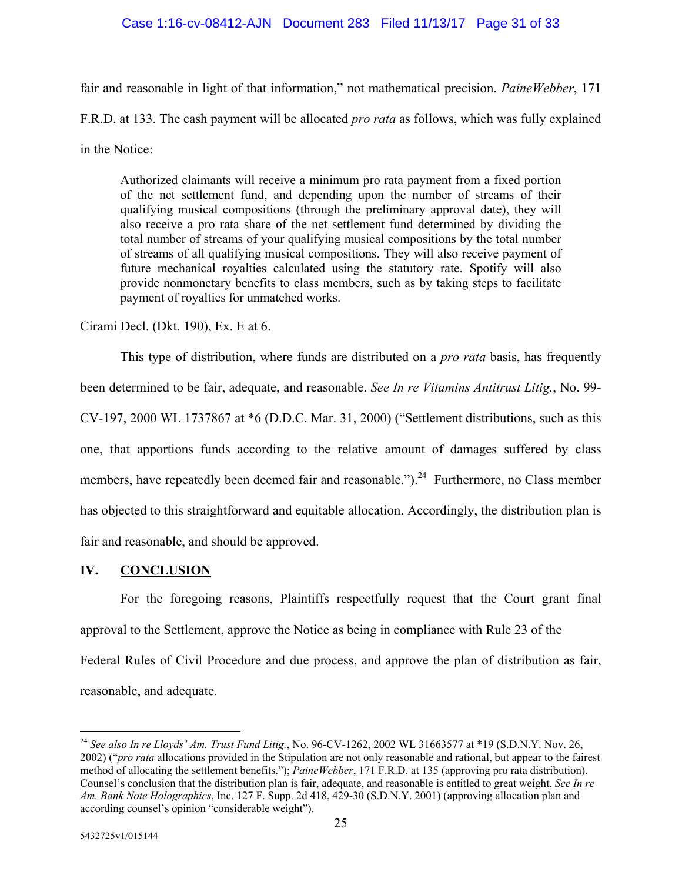fair and reasonable in light of that information," not mathematical precision. *PaineWebber*, 171 F.R.D. at 133. The cash payment will be allocated *pro rata* as follows, which was fully explained in the Notice:

> Authorized claimants will receive a minimum pro rata payment from a fixed portion of the net settlement fund, and depending upon the number of streams of their qualifying musical compositions (through the preliminary approval date), they will also receive a pro rata share of the net settlement fund determined by dividing the total number of streams of your qualifying musical compositions by the total number of streams of all qualifying musical compositions. They will also receive payment of future mechanical royalties calculated using the statutory rate. Spotify will also provide nonmonetary benefits to class members, such as by taking steps to facilitate payment of royalties for unmatched works.

Cirami Decl. (Dkt. 190), Ex. E at 6.

This type of distribution, where funds are distributed on a *pro rata* basis, has frequently been determined to be fair, adequate, and reasonable. *See In re Vitamins Antitrust Litig.*, No. 99-CV-197, 2000 WL 1737867 at *6 (D.D.C. Mar. 31, 2000) ("Settlement distributions, such as this one, that apportions funds according to the relative amount of damages suffered by class members, have repeatedly been deemed fair and reasonable.").[24] Furthermore, no Class member has objected to this straightforward and equitable allocation. Accordingly, the distribution plan is fair and reasonable, and should be approved.

## IV. CONCLUSION

For the foregoing reasons, Plaintiffs respectfully request that the Court grant final approval to the Settlement, approve the Notice as being in compliance with Rule 23 of the Federal Rules of Civil Procedure and due process, and approve the plan of distribution as fair, reasonable, and adequate.

---

[24] *See also In re Lloyds' Am. Trust Fund Litig.*, No. 96-CV-1262, 2002 WL 31663577 at *19 (S.D.N.Y. Nov. 26, 2002) ("*pro rata* allocations provided in the Stipulation are not only reasonable and rational, but appear to the fairest method of allocating the settlement benefits."); *PaineWebber*, 171 F.R.D. at 135 (approving pro rata distribution). Counsel's conclusion that the distribution plan is fair, adequate, and reasonable is entitled to great weight. *See In re Am. Bank Note Holographics*, Inc. 127 F. Supp. 2d 418, 429-30 (S.D.N.Y. 2001) (approving allocation plan and according counsel's opinion "considerable weight").

5432725v1/015144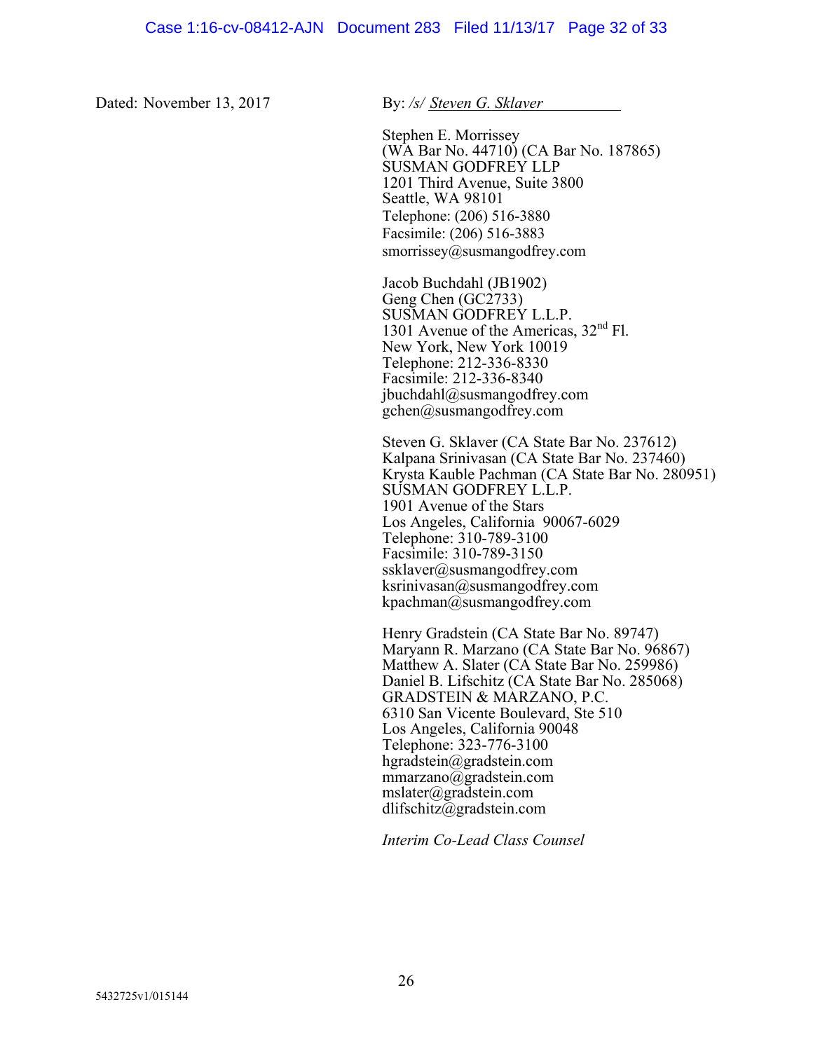Dated: November 13, 2017

By: /s/ *Steven G. Sklaver*

Stephen E. Morrissey
(WA Bar No. 44710) (CA Bar No. 187865)
SUSMAN GODFREY LLP
1201 Third Avenue, Suite 3800
Seattle, WA 98101
Telephone: (206) 516-3880
Facsimile: (206) 516-3883
smorrissey@susmangodfrey.com

Jacob Buchdahl (JB1902)
Geng Chen (GC2733)
SUSMAN GODFREY L.L.P.
1301 Avenue of the Americas, 32nd Fl.
New York, New York 10019
Telephone: 212-336-8330
Facsimile: 212-336-8340
jbuchdahl@susmangodfrey.com
gchen@susmangodfrey.com

Steven G. Sklaver (CA State Bar No. 237612)
Kalpana Srinivasan (CA State Bar No. 237460)
Krysta Kauble Pachman (CA State Bar No. 280951)
SUSMAN GODFREY L.L.P.
1901 Avenue of the Stars
Los Angeles, California 90067-6029
Telephone: 310-789-3100
Facsimile: 310-789-3150
ssklaver@susmangodfrey.com
ksrinivasan@susmangodfrey.com
kpachman@susmangodfrey.com

Henry Gradstein (CA State Bar No. 89747)
Maryann R. Marzano (CA State Bar No. 96867)
Matthew A. Slater (CA State Bar No. 259986)
Daniel B. Lifschitz (CA State Bar No. 285068)
GRADSTEIN & MARZANO, P.C.
6310 San Vicente Boulevard, Ste 510
Los Angeles, California 90048
Telephone: 323-776-3100
hgradstein@gradstein.com
mmarzano@gradstein.com
mslater@gradstein.com
dlifschitz@gradstein.com

*Interim Co-Lead Class Counsel*

5432725v1/015144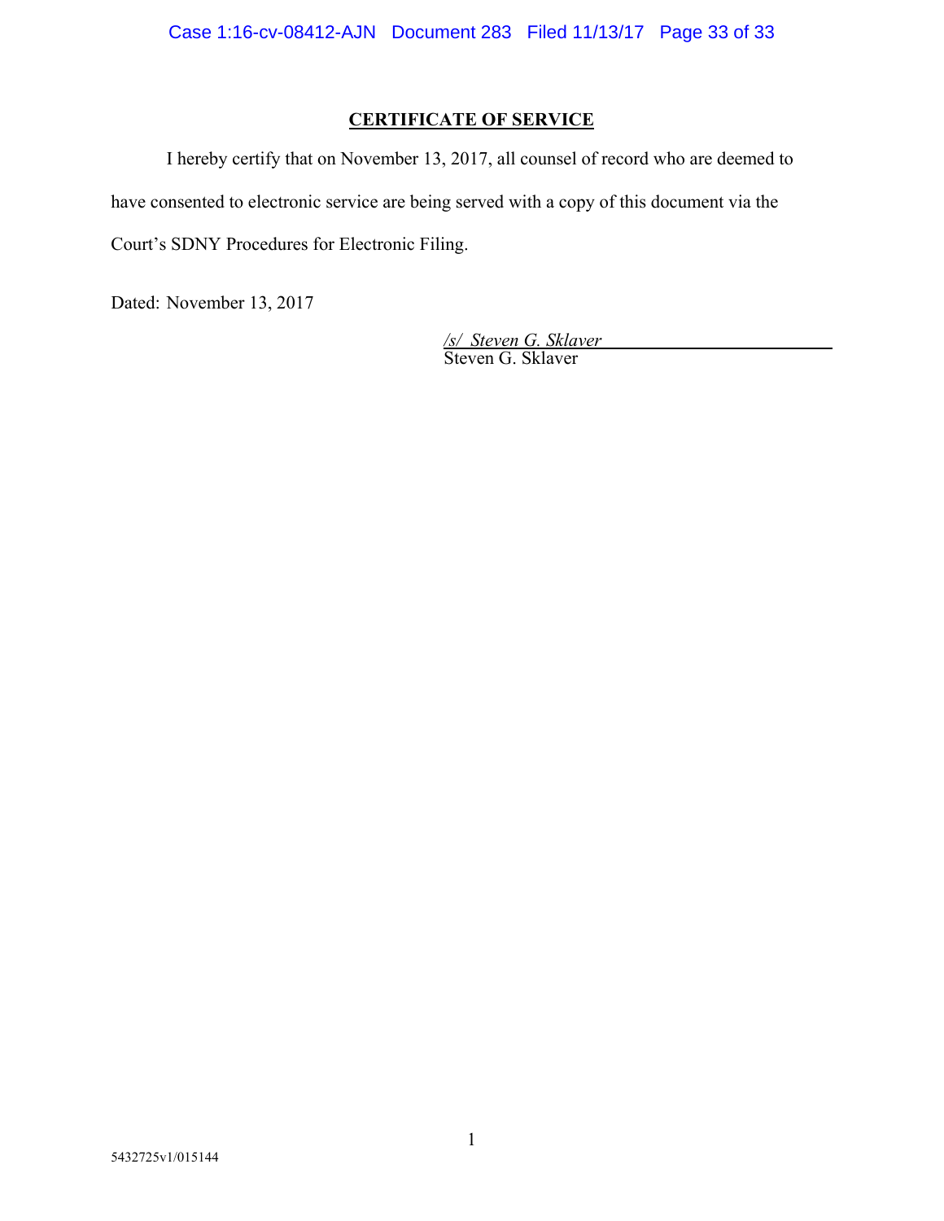## CERTIFICATE OF SERVICE

I hereby certify that on November 13, 2017, all counsel of record who are deemed to have consented to electronic service are being served with a copy of this document via the Court's SDNY Procedures for Electronic Filing.

Dated: November 13, 2017

*/s/ Steven G. Sklaver*
Steven G. Sklaver

5432725v1/015144